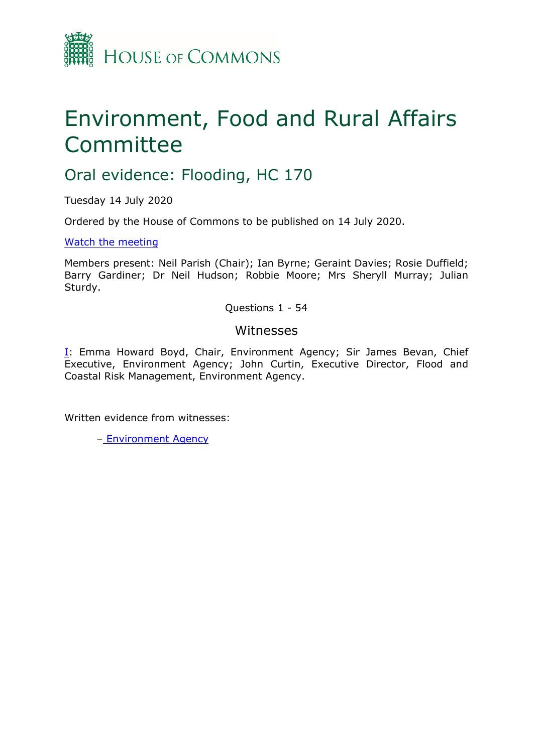# Environment, Food and Rural Affairs Committee

## Oral evidence: Flooding, HC 170

Tuesday 14 July 2020

Ordered by the House of Commons to be published on 14 July 2020.

[Watch the meeting](#)

Members present: Neil Parish (Chair); Ian Byrne; Geraint Davies; Rosie Duffield; Barry Gardiner; Dr Neil Hudson; Robbie Moore; Mrs Sheryll Murray; Julian Sturdy.

Questions 1 - 54

### Witnesses

I: Emma Howard Boyd, Chair, Environment Agency; Sir James Bevan, Chief Executive, Environment Agency; John Curtin, Executive Director, Flood and Coastal Risk Management, Environment Agency.

Written evidence from witnesses:

– Environment Agency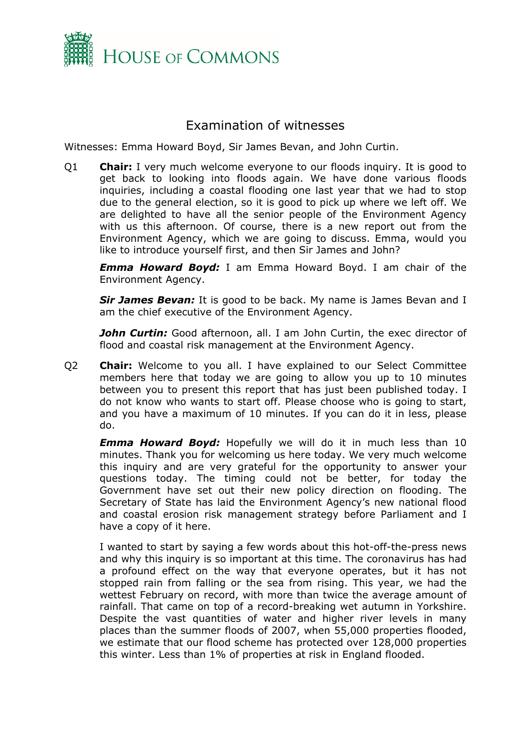# Examination of witnesses

Witnesses: Emma Howard Boyd, Sir James Bevan, and John Curtin.

Q1 **Chair:** I very much welcome everyone to our floods inquiry. It is good to get back to looking into floods again. We have done various floods inquiries, including a coastal flooding one last year that we had to stop due to the general election, so it is good to pick up where we left off. We are delighted to have all the senior people of the Environment Agency with us this afternoon. Of course, there is a new report out from the Environment Agency, which we are going to discuss. Emma, would you like to introduce yourself first, and then Sir James and John?

***Emma Howard Boyd:*** I am Emma Howard Boyd. I am chair of the Environment Agency.

***Sir James Bevan:*** It is good to be back. My name is James Bevan and I am the chief executive of the Environment Agency.

***John Curtin:*** Good afternoon, all. I am John Curtin, the exec director of flood and coastal risk management at the Environment Agency.

Q2 **Chair:** Welcome to you all. I have explained to our Select Committee members here that today we are going to allow you up to 10 minutes between you to present this report that has just been published today. I do not know who wants to start off. Please choose who is going to start, and you have a maximum of 10 minutes. If you can do it in less, please do.

***Emma Howard Boyd:*** Hopefully we will do it in much less than 10 minutes. Thank you for welcoming us here today. We very much welcome this inquiry and are very grateful for the opportunity to answer your questions today. The timing could not be better, for today the Government have set out their new policy direction on flooding. The Secretary of State has laid the Environment Agency's new national flood and coastal erosion risk management strategy before Parliament and I have a copy of it here.

I wanted to start by saying a few words about this hot-off-the-press news and why this inquiry is so important at this time. The coronavirus has had a profound effect on the way that everyone operates, but it has not stopped rain from falling or the sea from rising. This year, we had the wettest February on record, with more than twice the average amount of rainfall. That came on top of a record-breaking wet autumn in Yorkshire. Despite the vast quantities of water and higher river levels in many places than the summer floods of 2007, when 55,000 properties flooded, we estimate that our flood scheme has protected over 128,000 properties this winter. Less than 1% of properties at risk in England flooded.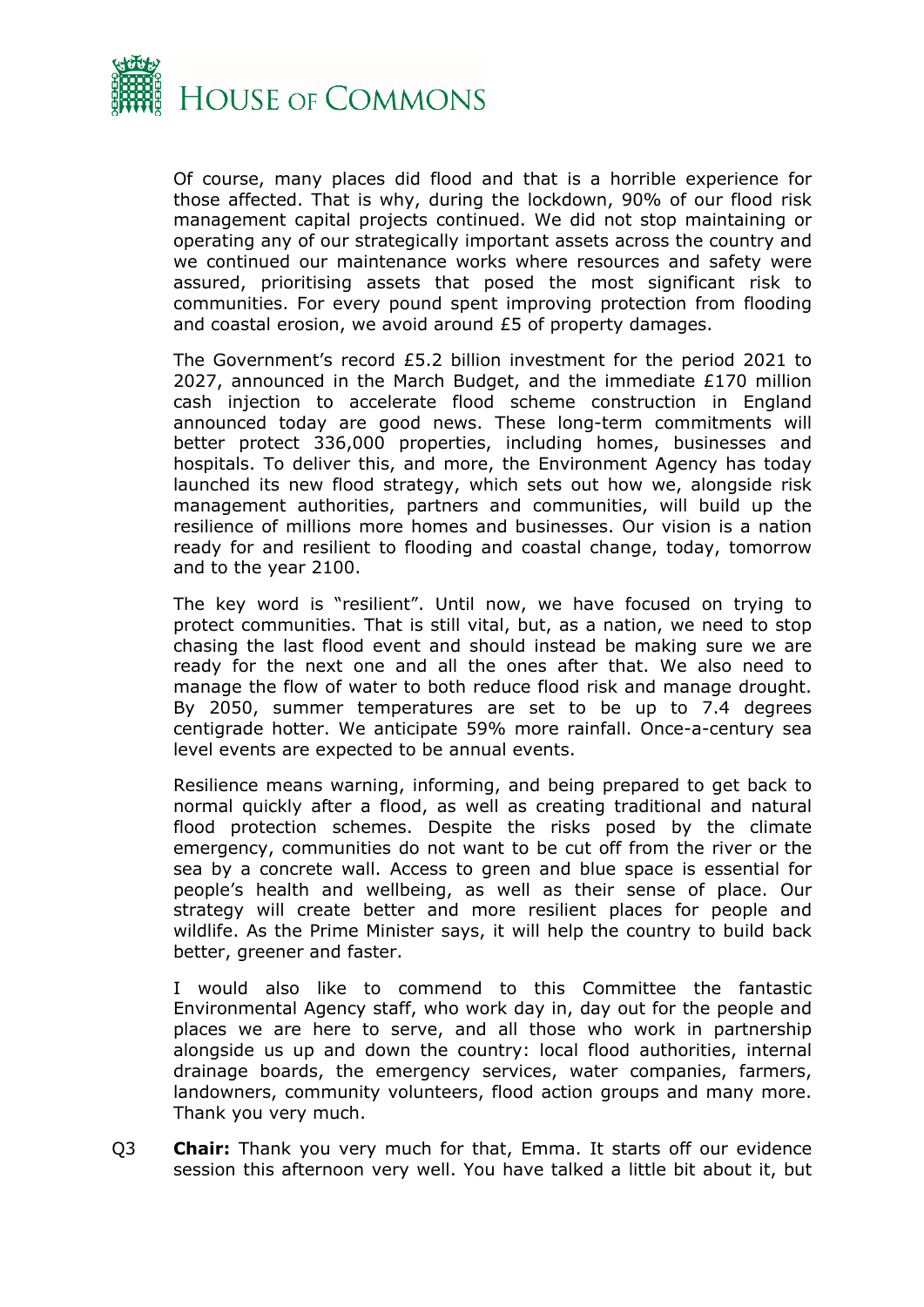Of course, many places did flood and that is a horrible experience for those affected. That is why, during the lockdown, 90% of our flood risk management capital projects continued. We did not stop maintaining or operating any of our strategically important assets across the country and we continued our maintenance works where resources and safety were assured, prioritising assets that posed the most significant risk to communities. For every pound spent improving protection from flooding and coastal erosion, we avoid around £5 of property damages.

The Government's record £5.2 billion investment for the period 2021 to 2027, announced in the March Budget, and the immediate £170 million cash injection to accelerate flood scheme construction in England announced today are good news. These long-term commitments will better protect 336,000 properties, including homes, businesses and hospitals. To deliver this, and more, the Environment Agency has today launched its new flood strategy, which sets out how we, alongside risk management authorities, partners and communities, will build up the resilience of millions more homes and businesses. Our vision is a nation ready for and resilient to flooding and coastal change, today, tomorrow and to the year 2100.

The key word is "resilient". Until now, we have focused on trying to protect communities. That is still vital, but, as a nation, we need to stop chasing the last flood event and should instead be making sure we are ready for the next one and all the ones after that. We also need to manage the flow of water to both reduce flood risk and manage drought. By 2050, summer temperatures are set to be up to 7.4 degrees centigrade hotter. We anticipate 59% more rainfall. Once-a-century sea level events are expected to be annual events.

Resilience means warning, informing, and being prepared to get back to normal quickly after a flood, as well as creating traditional and natural flood protection schemes. Despite the risks posed by the climate emergency, communities do not want to be cut off from the river or the sea by a concrete wall. Access to green and blue space is essential for people's health and wellbeing, as well as their sense of place. Our strategy will create better and more resilient places for people and wildlife. As the Prime Minister says, it will help the country to build back better, greener and faster.

I would also like to commend to this Committee the fantastic Environmental Agency staff, who work day in, day out for the people and places we are here to serve, and all those who work in partnership alongside us up and down the country: local flood authorities, internal drainage boards, the emergency services, water companies, farmers, landowners, community volunteers, flood action groups and many more. Thank you very much.

Q3 **Chair:** Thank you very much for that, Emma. It starts off our evidence session this afternoon very well. You have talked a little bit about it, but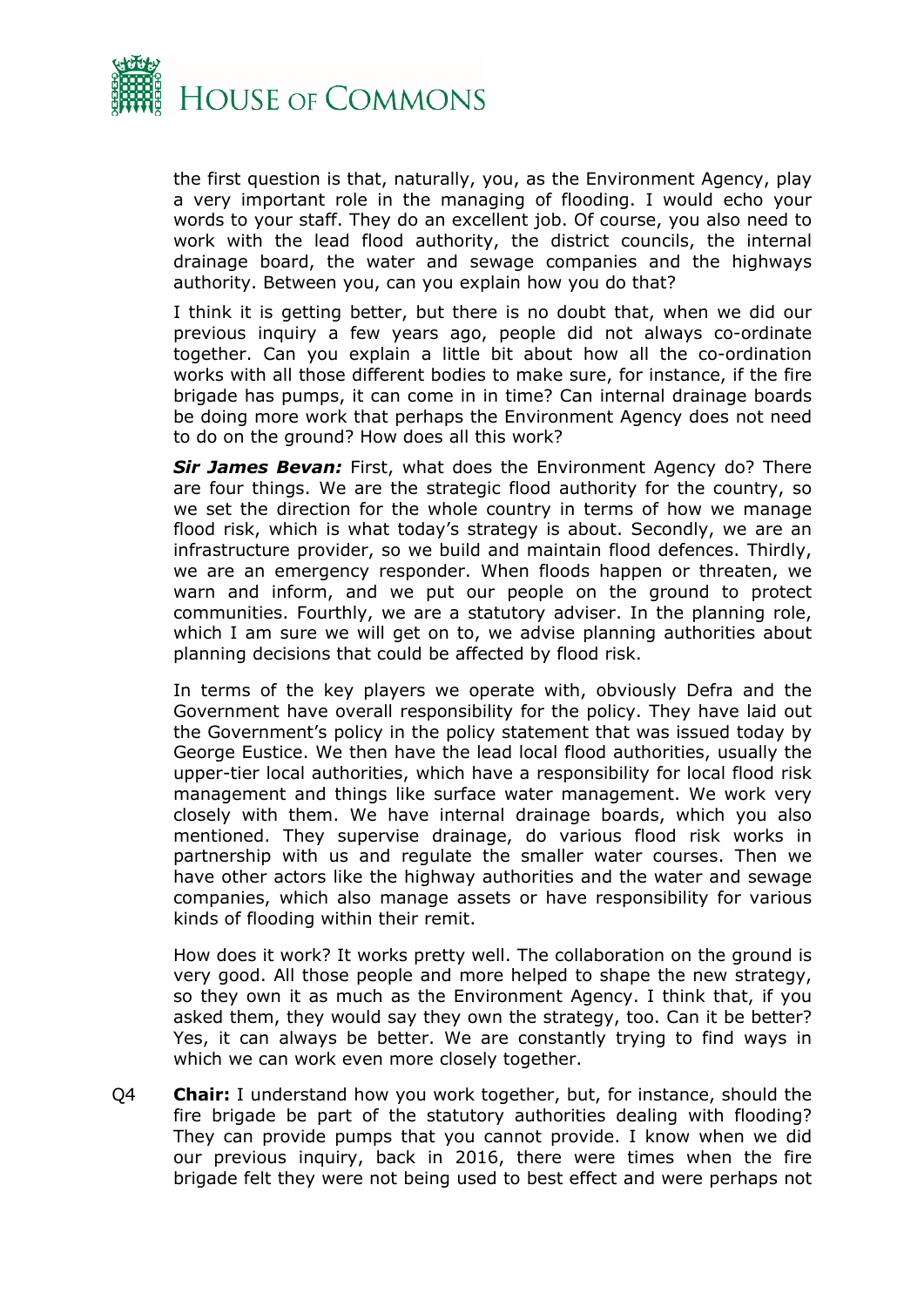the first question is that, naturally, you, as the Environment Agency, play a very important role in the managing of flooding. I would echo your words to your staff. They do an excellent job. Of course, you also need to work with the lead flood authority, the district councils, the internal drainage board, the water and sewage companies and the highways authority. Between you, can you explain how you do that?

I think it is getting better, but there is no doubt that, when we did our previous inquiry a few years ago, people did not always co-ordinate together. Can you explain a little bit about how all the co-ordination works with all those different bodies to make sure, for instance, if the fire brigade has pumps, it can come in in time? Can internal drainage boards be doing more work that perhaps the Environment Agency does not need to do on the ground? How does all this work?

***Sir James Bevan:*** First, what does the Environment Agency do? There are four things. We are the strategic flood authority for the country, so we set the direction for the whole country in terms of how we manage flood risk, which is what today's strategy is about. Secondly, we are an infrastructure provider, so we build and maintain flood defences. Thirdly, we are an emergency responder. When floods happen or threaten, we warn and inform, and we put our people on the ground to protect communities. Fourthly, we are a statutory adviser. In the planning role, which I am sure we will get on to, we advise planning authorities about planning decisions that could be affected by flood risk.

In terms of the key players we operate with, obviously Defra and the Government have overall responsibility for the policy. They have laid out the Government's policy in the policy statement that was issued today by George Eustice. We then have the lead local flood authorities, usually the upper-tier local authorities, which have a responsibility for local flood risk management and things like surface water management. We work very closely with them. We have internal drainage boards, which you also mentioned. They supervise drainage, do various flood risk works in partnership with us and regulate the smaller water courses. Then we have other actors like the highway authorities and the water and sewage companies, which also manage assets or have responsibility for various kinds of flooding within their remit.

How does it work? It works pretty well. The collaboration on the ground is very good. All those people and more helped to shape the new strategy, so they own it as much as the Environment Agency. I think that, if you asked them, they would say they own the strategy, too. Can it be better? Yes, it can always be better. We are constantly trying to find ways in which we can work even more closely together.

Q4 **Chair:** I understand how you work together, but, for instance, should the fire brigade be part of the statutory authorities dealing with flooding? They can provide pumps that you cannot provide. I know when we did our previous inquiry, back in 2016, there were times when the fire brigade felt they were not being used to best effect and were perhaps not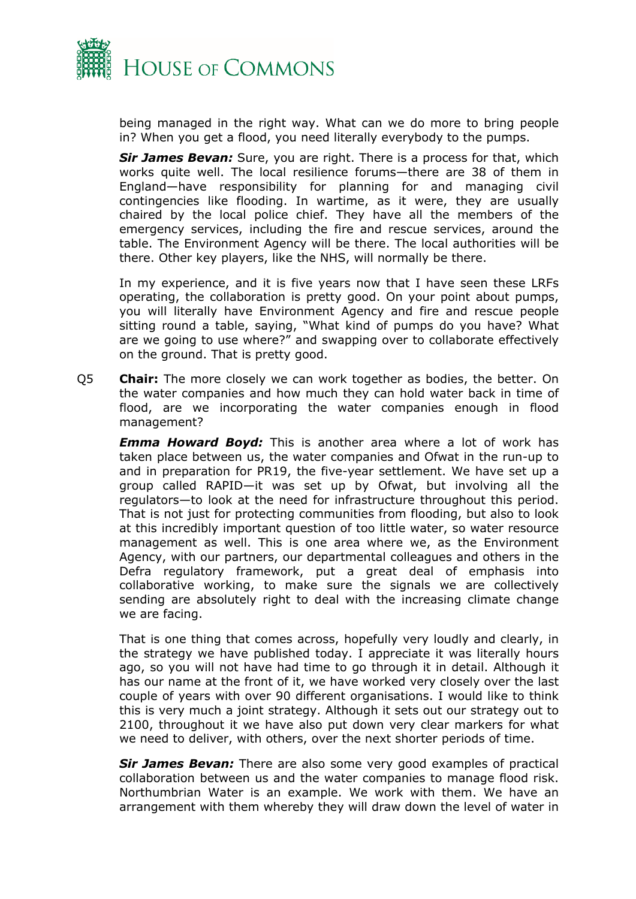being managed in the right way. What can we do more to bring people in? When you get a flood, you need literally everybody to the pumps.

***Sir James Bevan:*** Sure, you are right. There is a process for that, which works quite well. The local resilience forums—there are 38 of them in England—have responsibility for planning for and managing civil contingencies like flooding. In wartime, as it were, they are usually chaired by the local police chief. They have all the members of the emergency services, including the fire and rescue services, around the table. The Environment Agency will be there. The local authorities will be there. Other key players, like the NHS, will normally be there.

In my experience, and it is five years now that I have seen these LRFs operating, the collaboration is pretty good. On your point about pumps, you will literally have Environment Agency and fire and rescue people sitting round a table, saying, "What kind of pumps do you have? What are we going to use where?" and swapping over to collaborate effectively on the ground. That is pretty good.

Q5 **Chair:** The more closely we can work together as bodies, the better. On the water companies and how much they can hold water back in time of flood, are we incorporating the water companies enough in flood management?

***Emma Howard Boyd:*** This is another area where a lot of work has taken place between us, the water companies and Ofwat in the run-up to and in preparation for PR19, the five-year settlement. We have set up a group called RAPID—it was set up by Ofwat, but involving all the regulators—to look at the need for infrastructure throughout this period. That is not just for protecting communities from flooding, but also to look at this incredibly important question of too little water, so water resource management as well. This is one area where we, as the Environment Agency, with our partners, our departmental colleagues and others in the Defra regulatory framework, put a great deal of emphasis into collaborative working, to make sure the signals we are collectively sending are absolutely right to deal with the increasing climate change we are facing.

That is one thing that comes across, hopefully very loudly and clearly, in the strategy we have published today. I appreciate it was literally hours ago, so you will not have had time to go through it in detail. Although it has our name at the front of it, we have worked very closely over the last couple of years with over 90 different organisations. I would like to think this is very much a joint strategy. Although it sets out our strategy out to 2100, throughout it we have also put down very clear markers for what we need to deliver, with others, over the next shorter periods of time.

***Sir James Bevan:*** There are also some very good examples of practical collaboration between us and the water companies to manage flood risk. Northumbrian Water is an example. We work with them. We have an arrangement with them whereby they will draw down the level of water in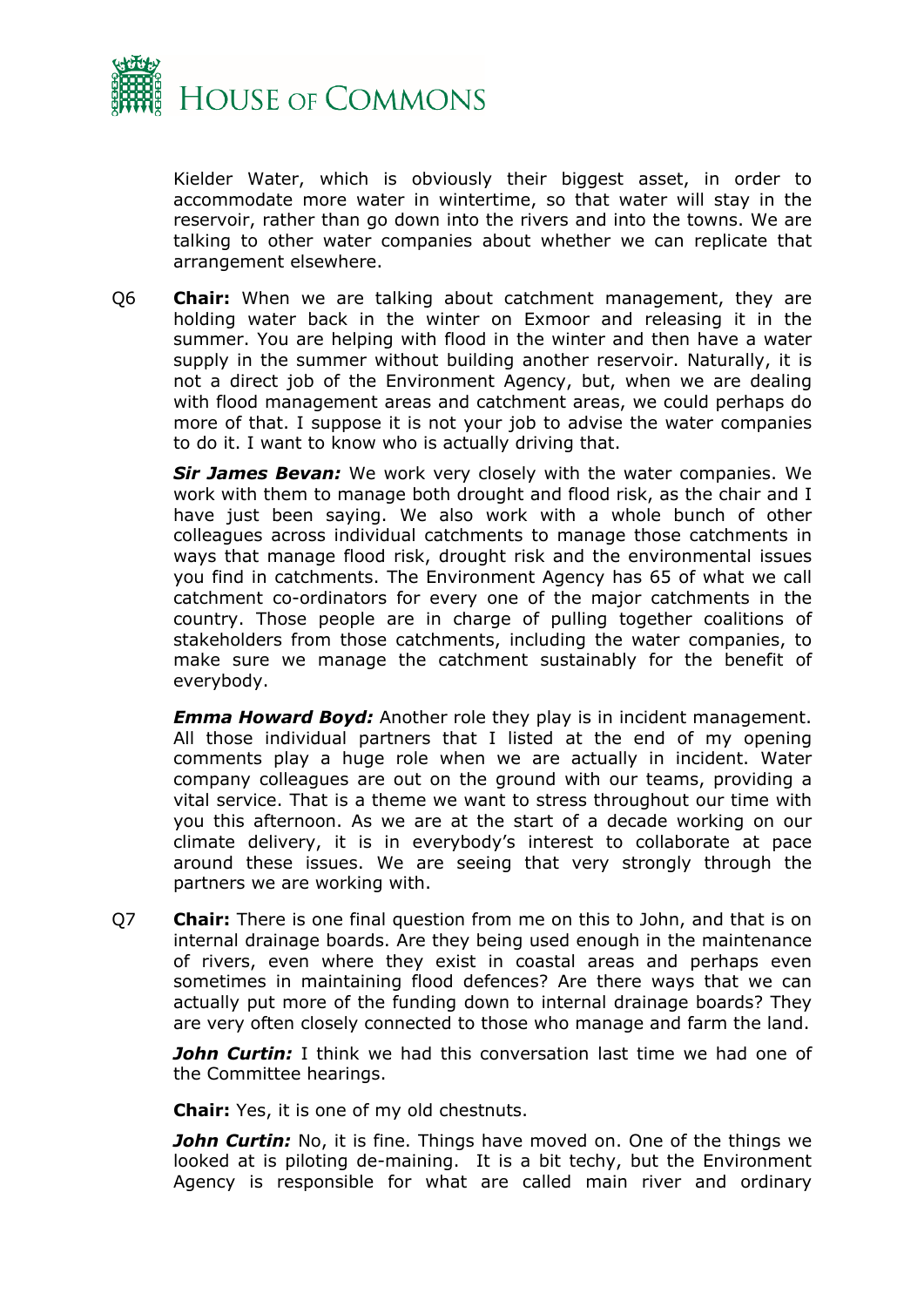Kielder Water, which is obviously their biggest asset, in order to accommodate more water in wintertime, so that water will stay in the reservoir, rather than go down into the rivers and into the towns. We are talking to other water companies about whether we can replicate that arrangement elsewhere.

Q6 **Chair:** When we are talking about catchment management, they are holding water back in the winter on Exmoor and releasing it in the summer. You are helping with flood in the winter and then have a water supply in the summer without building another reservoir. Naturally, it is not a direct job of the Environment Agency, but, when we are dealing with flood management areas and catchment areas, we could perhaps do more of that. I suppose it is not your job to advise the water companies to do it. I want to know who is actually driving that.

***Sir James Bevan:*** We work very closely with the water companies. We work with them to manage both drought and flood risk, as the chair and I have just been saying. We also work with a whole bunch of other colleagues across individual catchments to manage those catchments in ways that manage flood risk, drought risk and the environmental issues you find in catchments. The Environment Agency has 65 of what we call catchment co-ordinators for every one of the major catchments in the country. Those people are in charge of pulling together coalitions of stakeholders from those catchments, including the water companies, to make sure we manage the catchment sustainably for the benefit of everybody.

***Emma Howard Boyd:*** Another role they play is in incident management. All those individual partners that I listed at the end of my opening comments play a huge role when we are actually in incident. Water company colleagues are out on the ground with our teams, providing a vital service. That is a theme we want to stress throughout our time with you this afternoon. As we are at the start of a decade working on our climate delivery, it is in everybody's interest to collaborate at pace around these issues. We are seeing that very strongly through the partners we are working with.

Q7 **Chair:** There is one final question from me on this to John, and that is on internal drainage boards. Are they being used enough in the maintenance of rivers, even where they exist in coastal areas and perhaps even sometimes in maintaining flood defences? Are there ways that we can actually put more of the funding down to internal drainage boards? They are very often closely connected to those who manage and farm the land.

***John Curtin:*** I think we had this conversation last time we had one of the Committee hearings.

**Chair:** Yes, it is one of my old chestnuts.

***John Curtin:*** No, it is fine. Things have moved on. One of the things we looked at is piloting de-maining. It is a bit techy, but the Environment Agency is responsible for what are called main river and ordinary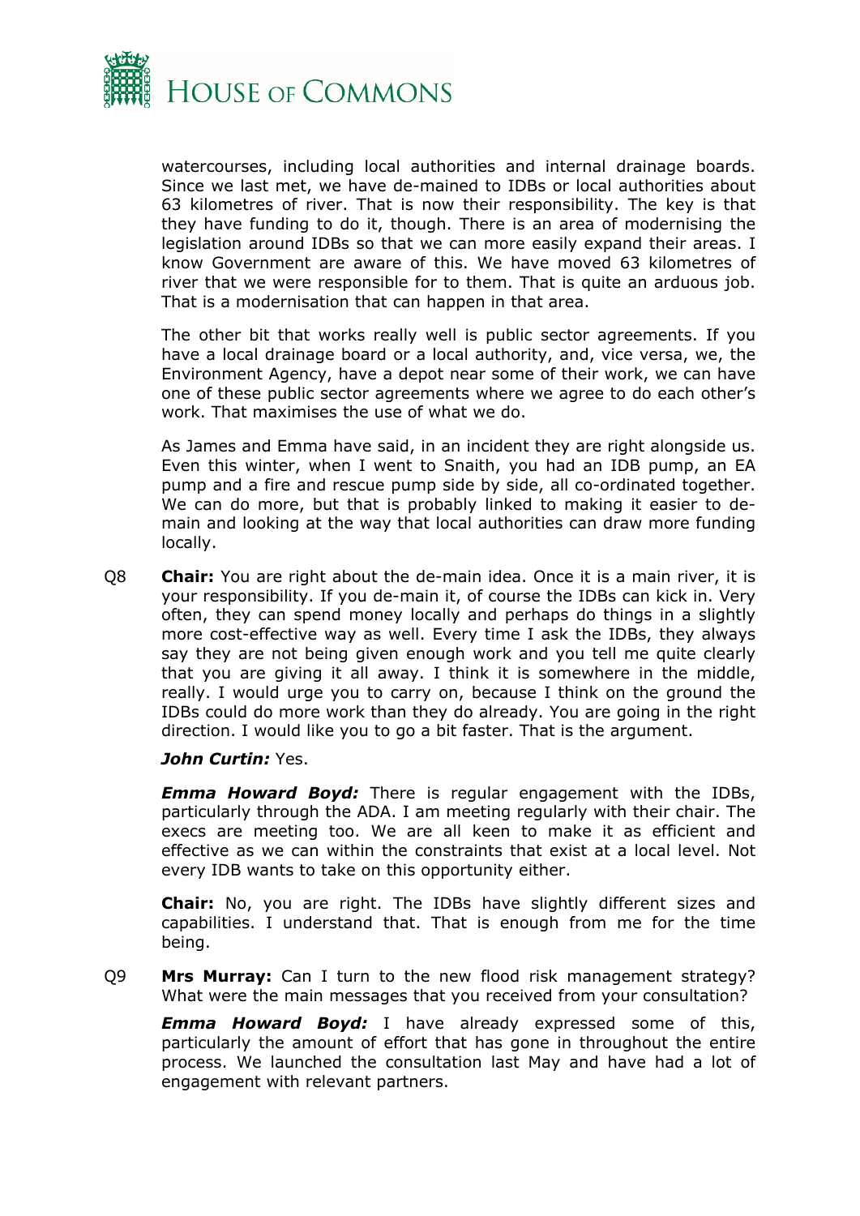watercourses, including local authorities and internal drainage boards. Since we last met, we have de-mained to IDBs or local authorities about 63 kilometres of river. That is now their responsibility. The key is that they have funding to do it, though. There is an area of modernising the legislation around IDBs so that we can more easily expand their areas. I know Government are aware of this. We have moved 63 kilometres of river that we were responsible for to them. That is quite an arduous job. That is a modernisation that can happen in that area.

The other bit that works really well is public sector agreements. If you have a local drainage board or a local authority, and, vice versa, we, the Environment Agency, have a depot near some of their work, we can have one of these public sector agreements where we agree to do each other's work. That maximises the use of what we do.

As James and Emma have said, in an incident they are right alongside us. Even this winter, when I went to Snaith, you had an IDB pump, an EA pump and a fire and rescue pump side by side, all co-ordinated together. We can do more, but that is probably linked to making it easier to de-main and looking at the way that local authorities can draw more funding locally.

Q8 **Chair:** You are right about the de-main idea. Once it is a main river, it is your responsibility. If you de-main it, of course the IDBs can kick in. Very often, they can spend money locally and perhaps do things in a slightly more cost-effective way as well. Every time I ask the IDBs, they always say they are not being given enough work and you tell me quite clearly that you are giving it all away. I think it is somewhere in the middle, really. I would urge you to carry on, because I think on the ground the IDBs could do more work than they do already. You are going in the right direction. I would like you to go a bit faster. That is the argument.

***John Curtin:*** Yes.

***Emma Howard Boyd:*** There is regular engagement with the IDBs, particularly through the ADA. I am meeting regularly with their chair. The execs are meeting too. We are all keen to make it as efficient and effective as we can within the constraints that exist at a local level. Not every IDB wants to take on this opportunity either.

**Chair:** No, you are right. The IDBs have slightly different sizes and capabilities. I understand that. That is enough from me for the time being.

Q9 **Mrs Murray:** Can I turn to the new flood risk management strategy? What were the main messages that you received from your consultation?

***Emma Howard Boyd:*** I have already expressed some of this, particularly the amount of effort that has gone in throughout the entire process. We launched the consultation last May and have had a lot of engagement with relevant partners.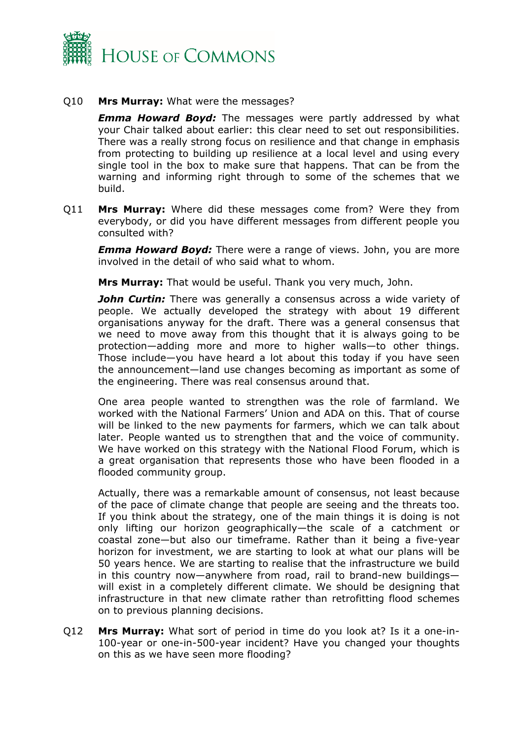Q10 **Mrs Murray:** What were the messages?

***Emma Howard Boyd:*** The messages were partly addressed by what your Chair talked about earlier: this clear need to set out responsibilities. There was a really strong focus on resilience and that change in emphasis from protecting to building up resilience at a local level and using every single tool in the box to make sure that happens. That can be from the warning and informing right through to some of the schemes that we build.

Q11 **Mrs Murray:** Where did these messages come from? Were they from everybody, or did you have different messages from different people you consulted with?

***Emma Howard Boyd:*** There were a range of views. John, you are more involved in the detail of who said what to whom.

**Mrs Murray:** That would be useful. Thank you very much, John.

***John Curtin:*** There was generally a consensus across a wide variety of people. We actually developed the strategy with about 19 different organisations anyway for the draft. There was a general consensus that we need to move away from this thought that it is always going to be protection—adding more and more to higher walls—to other things. Those include—you have heard a lot about this today if you have seen the announcement—land use changes becoming as important as some of the engineering. There was real consensus around that.

One area people wanted to strengthen was the role of farmland. We worked with the National Farmers' Union and ADA on this. That of course will be linked to the new payments for farmers, which we can talk about later. People wanted us to strengthen that and the voice of community. We have worked on this strategy with the National Flood Forum, which is a great organisation that represents those who have been flooded in a flooded community group.

Actually, there was a remarkable amount of consensus, not least because of the pace of climate change that people are seeing and the threats too. If you think about the strategy, one of the main things it is doing is not only lifting our horizon geographically—the scale of a catchment or coastal zone—but also our timeframe. Rather than it being a five-year horizon for investment, we are starting to look at what our plans will be 50 years hence. We are starting to realise that the infrastructure we build in this country now—anywhere from road, rail to brand-new buildings—will exist in a completely different climate. We should be designing that infrastructure in that new climate rather than retrofitting flood schemes on to previous planning decisions.

Q12 **Mrs Murray:** What sort of period in time do you look at? Is it a one-in-100-year or one-in-500-year incident? Have you changed your thoughts on this as we have seen more flooding?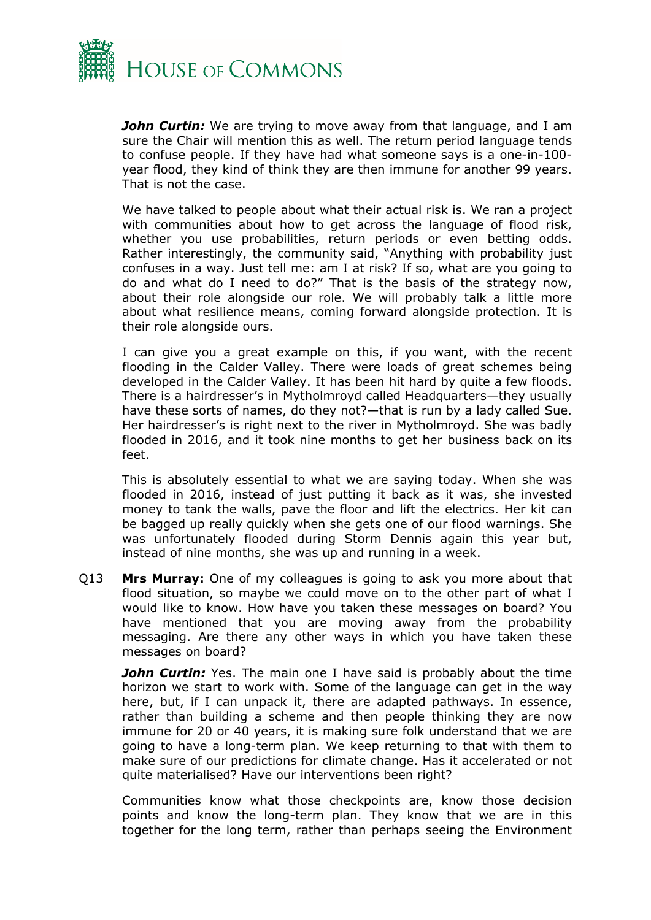***John Curtin:*** We are trying to move away from that language, and I am sure the Chair will mention this as well. The return period language tends to confuse people. If they have had what someone says is a one-in-100-year flood, they kind of think they are then immune for another 99 years. That is not the case.

We have talked to people about what their actual risk is. We ran a project with communities about how to get across the language of flood risk, whether you use probabilities, return periods or even betting odds. Rather interestingly, the community said, "Anything with probability just confuses in a way. Just tell me: am I at risk? If so, what are you going to do and what do I need to do?" That is the basis of the strategy now, about their role alongside our role. We will probably talk a little more about what resilience means, coming forward alongside protection. It is their role alongside ours.

I can give you a great example on this, if you want, with the recent flooding in the Calder Valley. There were loads of great schemes being developed in the Calder Valley. It has been hit hard by quite a few floods. There is a hairdresser's in Mytholmroyd called Headquarters—they usually have these sorts of names, do they not?—that is run by a lady called Sue. Her hairdresser's is right next to the river in Mytholmroyd. She was badly flooded in 2016, and it took nine months to get her business back on its feet.

This is absolutely essential to what we are saying today. When she was flooded in 2016, instead of just putting it back as it was, she invested money to tank the walls, pave the floor and lift the electrics. Her kit can be bagged up really quickly when she gets one of our flood warnings. She was unfortunately flooded during Storm Dennis again this year but, instead of nine months, she was up and running in a week.

Q13 **Mrs Murray:** One of my colleagues is going to ask you more about that flood situation, so maybe we could move on to the other part of what I would like to know. How have you taken these messages on board? You have mentioned that you are moving away from the probability messaging. Are there any other ways in which you have taken these messages on board?

***John Curtin:*** Yes. The main one I have said is probably about the time horizon we start to work with. Some of the language can get in the way here, but, if I can unpack it, there are adapted pathways. In essence, rather than building a scheme and then people thinking they are now immune for 20 or 40 years, it is making sure folk understand that we are going to have a long-term plan. We keep returning to that with them to make sure of our predictions for climate change. Has it accelerated or not quite materialised? Have our interventions been right?

Communities know what those checkpoints are, know those decision points and know the long-term plan. They know that we are in this together for the long term, rather than perhaps seeing the Environment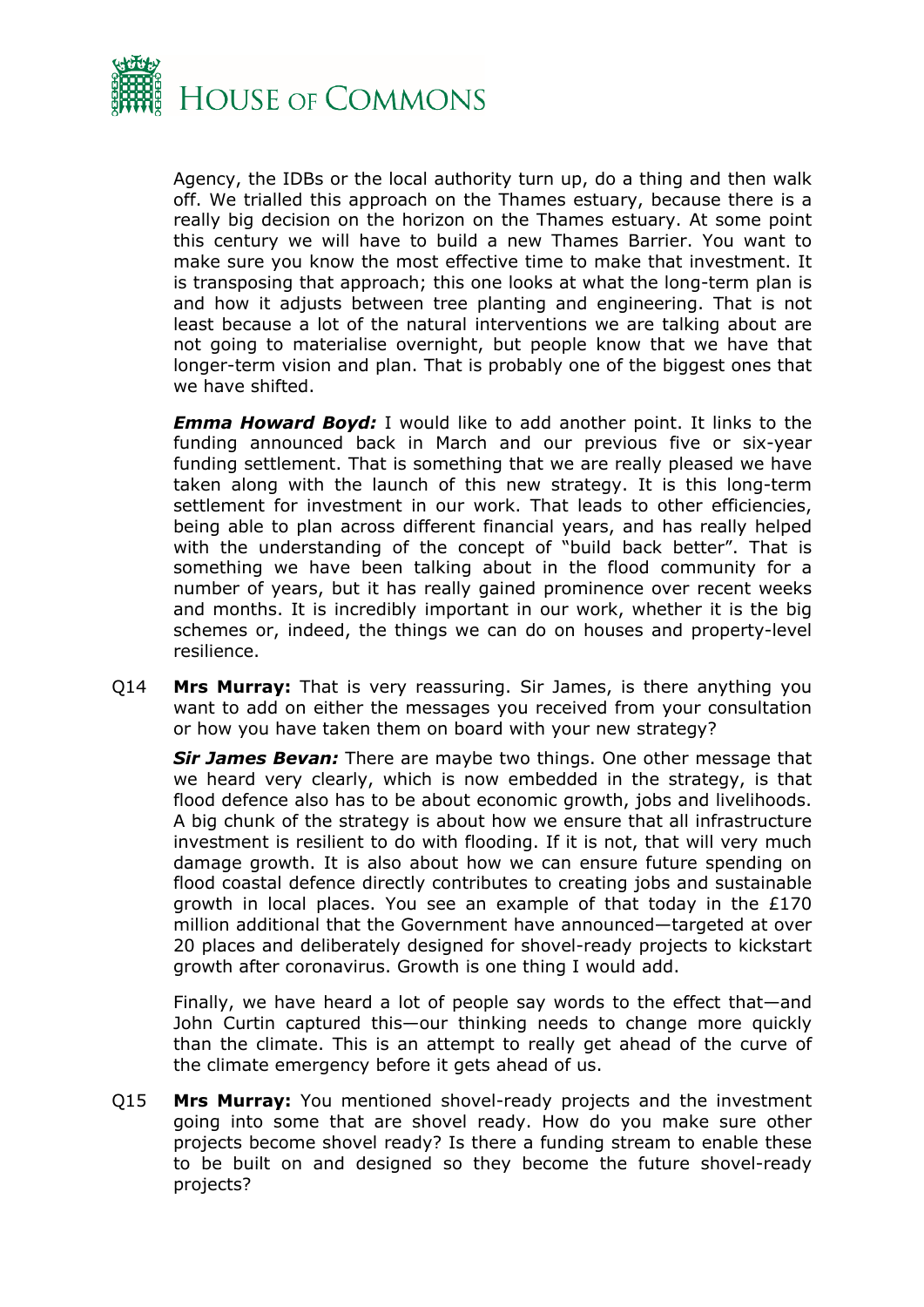Agency, the IDBs or the local authority turn up, do a thing and then walk off. We trialled this approach on the Thames estuary, because there is a really big decision on the horizon on the Thames estuary. At some point this century we will have to build a new Thames Barrier. You want to make sure you know the most effective time to make that investment. It is transposing that approach; this one looks at what the long-term plan is and how it adjusts between tree planting and engineering. That is not least because a lot of the natural interventions we are talking about are not going to materialise overnight, but people know that we have that longer-term vision and plan. That is probably one of the biggest ones that we have shifted.

***Emma Howard Boyd:*** I would like to add another point. It links to the funding announced back in March and our previous five or six-year funding settlement. That is something that we are really pleased we have taken along with the launch of this new strategy. It is this long-term settlement for investment in our work. That leads to other efficiencies, being able to plan across different financial years, and has really helped with the understanding of the concept of "build back better". That is something we have been talking about in the flood community for a number of years, but it has really gained prominence over recent weeks and months. It is incredibly important in our work, whether it is the big schemes or, indeed, the things we can do on houses and property-level resilience.

Q14 **Mrs Murray:** That is very reassuring. Sir James, is there anything you want to add on either the messages you received from your consultation or how you have taken them on board with your new strategy?

***Sir James Bevan:*** There are maybe two things. One other message that we heard very clearly, which is now embedded in the strategy, is that flood defence also has to be about economic growth, jobs and livelihoods. A big chunk of the strategy is about how we ensure that all infrastructure investment is resilient to do with flooding. If it is not, that will very much damage growth. It is also about how we can ensure future spending on flood coastal defence directly contributes to creating jobs and sustainable growth in local places. You see an example of that today in the £170 million additional that the Government have announced—targeted at over 20 places and deliberately designed for shovel-ready projects to kickstart growth after coronavirus. Growth is one thing I would add.

Finally, we have heard a lot of people say words to the effect that—and John Curtin captured this—our thinking needs to change more quickly than the climate. This is an attempt to really get ahead of the curve of the climate emergency before it gets ahead of us.

Q15 **Mrs Murray:** You mentioned shovel-ready projects and the investment going into some that are shovel ready. How do you make sure other projects become shovel ready? Is there a funding stream to enable these to be built on and designed so they become the future shovel-ready projects?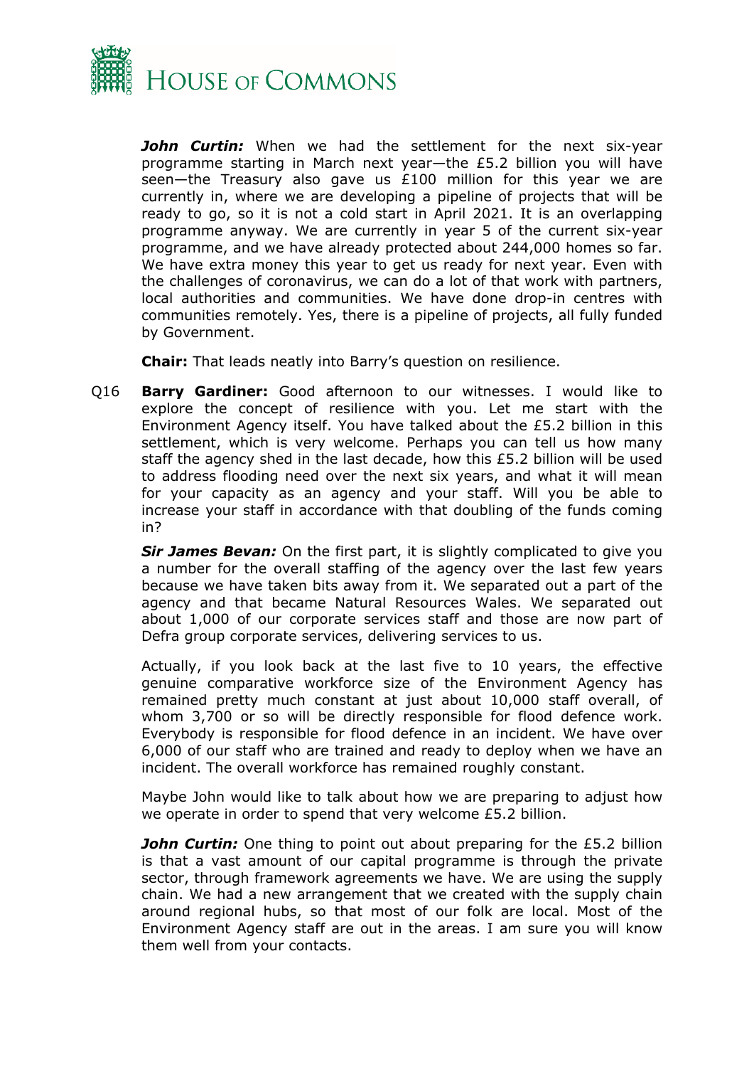***John Curtin:*** When we had the settlement for the next six-year programme starting in March next year—the £5.2 billion you will have seen—the Treasury also gave us £100 million for this year we are currently in, where we are developing a pipeline of projects that will be ready to go, so it is not a cold start in April 2021. It is an overlapping programme anyway. We are currently in year 5 of the current six-year programme, and we have already protected about 244,000 homes so far. We have extra money this year to get us ready for next year. Even with the challenges of coronavirus, we can do a lot of that work with partners, local authorities and communities. We have done drop-in centres with communities remotely. Yes, there is a pipeline of projects, all fully funded by Government.

**Chair:** That leads neatly into Barry's question on resilience.

Q16 **Barry Gardiner:** Good afternoon to our witnesses. I would like to explore the concept of resilience with you. Let me start with the Environment Agency itself. You have talked about the £5.2 billion in this settlement, which is very welcome. Perhaps you can tell us how many staff the agency shed in the last decade, how this £5.2 billion will be used to address flooding need over the next six years, and what it will mean for your capacity as an agency and your staff. Will you be able to increase your staff in accordance with that doubling of the funds coming in?

***Sir James Bevan:*** On the first part, it is slightly complicated to give you a number for the overall staffing of the agency over the last few years because we have taken bits away from it. We separated out a part of the agency and that became Natural Resources Wales. We separated out about 1,000 of our corporate services staff and those are now part of Defra group corporate services, delivering services to us.

Actually, if you look back at the last five to 10 years, the effective genuine comparative workforce size of the Environment Agency has remained pretty much constant at just about 10,000 staff overall, of whom 3,700 or so will be directly responsible for flood defence work. Everybody is responsible for flood defence in an incident. We have over 6,000 of our staff who are trained and ready to deploy when we have an incident. The overall workforce has remained roughly constant.

Maybe John would like to talk about how we are preparing to adjust how we operate in order to spend that very welcome £5.2 billion.

***John Curtin:*** One thing to point out about preparing for the £5.2 billion is that a vast amount of our capital programme is through the private sector, through framework agreements we have. We are using the supply chain. We had a new arrangement that we created with the supply chain around regional hubs, so that most of our folk are local. Most of the Environment Agency staff are out in the areas. I am sure you will know them well from your contacts.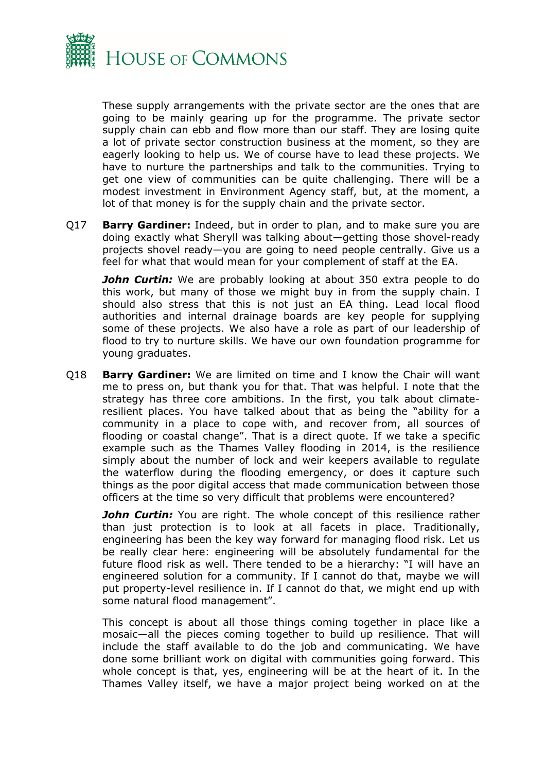These supply arrangements with the private sector are the ones that are going to be mainly gearing up for the programme. The private sector supply chain can ebb and flow more than our staff. They are losing quite a lot of private sector construction business at the moment, so they are eagerly looking to help us. We of course have to lead these projects. We have to nurture the partnerships and talk to the communities. Trying to get one view of communities can be quite challenging. There will be a modest investment in Environment Agency staff, but, at the moment, a lot of that money is for the supply chain and the private sector.

Q17 **Barry Gardiner:** Indeed, but in order to plan, and to make sure you are doing exactly what Sheryll was talking about—getting those shovel-ready projects shovel ready—you are going to need people centrally. Give us a feel for what that would mean for your complement of staff at the EA.

***John Curtin:*** We are probably looking at about 350 extra people to do this work, but many of those we might buy in from the supply chain. I should also stress that this is not just an EA thing. Lead local flood authorities and internal drainage boards are key people for supplying some of these projects. We also have a role as part of our leadership of flood to try to nurture skills. We have our own foundation programme for young graduates.

Q18 **Barry Gardiner:** We are limited on time and I know the Chair will want me to press on, but thank you for that. That was helpful. I note that the strategy has three core ambitions. In the first, you talk about climate-resilient places. You have talked about that as being the "ability for a community in a place to cope with, and recover from, all sources of flooding or coastal change". That is a direct quote. If we take a specific example such as the Thames Valley flooding in 2014, is the resilience simply about the number of lock and weir keepers available to regulate the waterflow during the flooding emergency, or does it capture such things as the poor digital access that made communication between those officers at the time so very difficult that problems were encountered?

***John Curtin:*** You are right. The whole concept of this resilience rather than just protection is to look at all facets in place. Traditionally, engineering has been the key way forward for managing flood risk. Let us be really clear here: engineering will be absolutely fundamental for the future flood risk as well. There tended to be a hierarchy: "I will have an engineered solution for a community. If I cannot do that, maybe we will put property-level resilience in. If I cannot do that, we might end up with some natural flood management".

This concept is about all those things coming together in place like a mosaic—all the pieces coming together to build up resilience. That will include the staff available to do the job and communicating. We have done some brilliant work on digital with communities going forward. This whole concept is that, yes, engineering will be at the heart of it. In the Thames Valley itself, we have a major project being worked on at the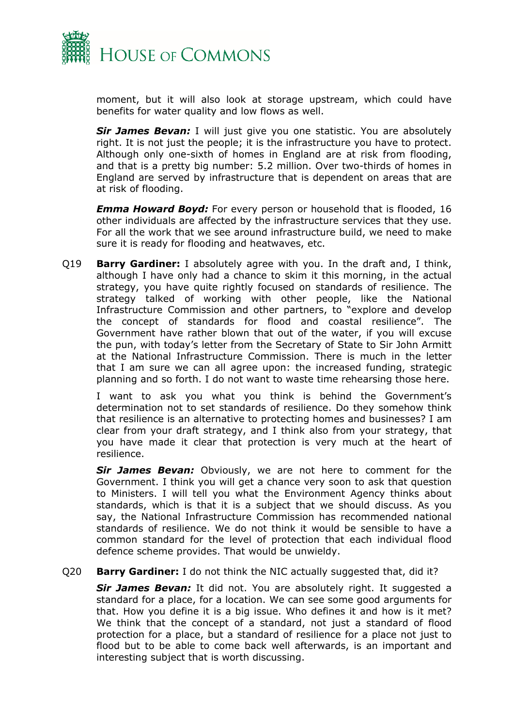moment, but it will also look at storage upstream, which could have benefits for water quality and low flows as well.

***Sir James Bevan:*** I will just give you one statistic. You are absolutely right. It is not just the people; it is the infrastructure you have to protect. Although only one-sixth of homes in England are at risk from flooding, and that is a pretty big number: 5.2 million. Over two-thirds of homes in England are served by infrastructure that is dependent on areas that are at risk of flooding.

***Emma Howard Boyd:*** For every person or household that is flooded, 16 other individuals are affected by the infrastructure services that they use. For all the work that we see around infrastructure build, we need to make sure it is ready for flooding and heatwaves, etc.

Q19 **Barry Gardiner:** I absolutely agree with you. In the draft and, I think, although I have only had a chance to skim it this morning, in the actual strategy, you have quite rightly focused on standards of resilience. The strategy talked of working with other people, like the National Infrastructure Commission and other partners, to "explore and develop the concept of standards for flood and coastal resilience". The Government have rather blown that out of the water, if you will excuse the pun, with today's letter from the Secretary of State to Sir John Armitt at the National Infrastructure Commission. There is much in the letter that I am sure we can all agree upon: the increased funding, strategic planning and so forth. I do not want to waste time rehearsing those here.

I want to ask you what you think is behind the Government's determination not to set standards of resilience. Do they somehow think that resilience is an alternative to protecting homes and businesses? I am clear from your draft strategy, and I think also from your strategy, that you have made it clear that protection is very much at the heart of resilience.

***Sir James Bevan:*** Obviously, we are not here to comment for the Government. I think you will get a chance very soon to ask that question to Ministers. I will tell you what the Environment Agency thinks about standards, which is that it is a subject that we should discuss. As you say, the National Infrastructure Commission has recommended national standards of resilience. We do not think it would be sensible to have a common standard for the level of protection that each individual flood defence scheme provides. That would be unwieldy.

Q20 **Barry Gardiner:** I do not think the NIC actually suggested that, did it?

***Sir James Bevan:*** It did not. You are absolutely right. It suggested a standard for a place, for a location. We can see some good arguments for that. How you define it is a big issue. Who defines it and how is it met? We think that the concept of a standard, not just a standard of flood protection for a place, but a standard of resilience for a place not just to flood but to be able to come back well afterwards, is an important and interesting subject that is worth discussing.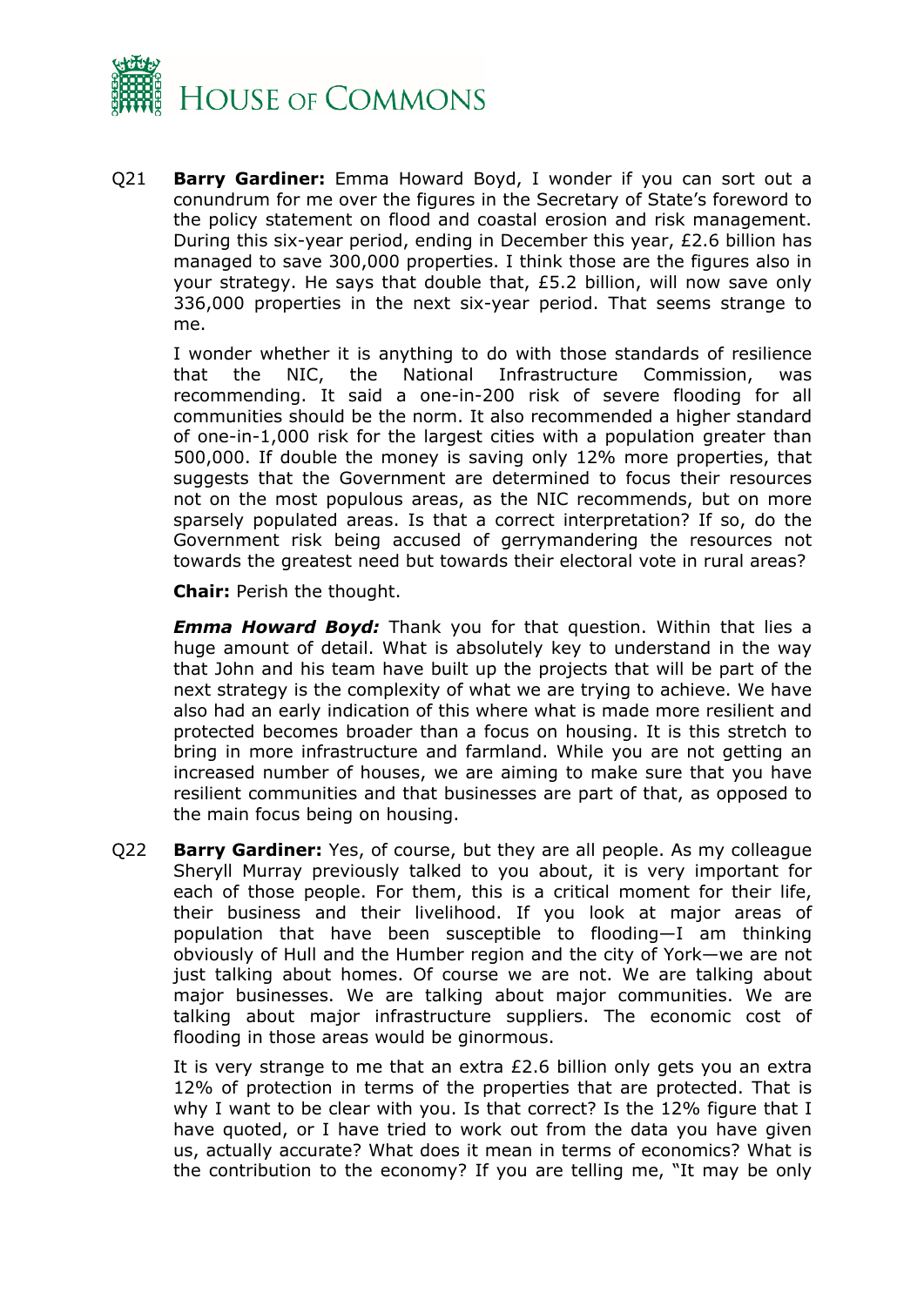Q21 **Barry Gardiner:** Emma Howard Boyd, I wonder if you can sort out a conundrum for me over the figures in the Secretary of State's foreword to the policy statement on flood and coastal erosion and risk management. During this six-year period, ending in December this year, £2.6 billion has managed to save 300,000 properties. I think those are the figures also in your strategy. He says that double that, £5.2 billion, will now save only 336,000 properties in the next six-year period. That seems strange to me.

I wonder whether it is anything to do with those standards of resilience that the NIC, the National Infrastructure Commission, was recommending. It said a one-in-200 risk of severe flooding for all communities should be the norm. It also recommended a higher standard of one-in-1,000 risk for the largest cities with a population greater than 500,000. If double the money is saving only 12% more properties, that suggests that the Government are determined to focus their resources not on the most populous areas, as the NIC recommends, but on more sparsely populated areas. Is that a correct interpretation? If so, do the Government risk being accused of gerrymandering the resources not towards the greatest need but towards their electoral vote in rural areas?

**Chair:** Perish the thought.

***Emma Howard Boyd:*** Thank you for that question. Within that lies a huge amount of detail. What is absolutely key to understand in the way that John and his team have built up the projects that will be part of the next strategy is the complexity of what we are trying to achieve. We have also had an early indication of this where what is made more resilient and protected becomes broader than a focus on housing. It is this stretch to bring in more infrastructure and farmland. While you are not getting an increased number of houses, we are aiming to make sure that you have resilient communities and that businesses are part of that, as opposed to the main focus being on housing.

Q22 **Barry Gardiner:** Yes, of course, but they are all people. As my colleague Sheryll Murray previously talked to you about, it is very important for each of those people. For them, this is a critical moment for their life, their business and their livelihood. If you look at major areas of population that have been susceptible to flooding—I am thinking obviously of Hull and the Humber region and the city of York—we are not just talking about homes. Of course we are not. We are talking about major businesses. We are talking about major communities. We are talking about major infrastructure suppliers. The economic cost of flooding in those areas would be ginormous.

It is very strange to me that an extra £2.6 billion only gets you an extra 12% of protection in terms of the properties that are protected. That is why I want to be clear with you. Is that correct? Is the 12% figure that I have quoted, or I have tried to work out from the data you have given us, actually accurate? What does it mean in terms of economics? What is the contribution to the economy? If you are telling me, "It may be only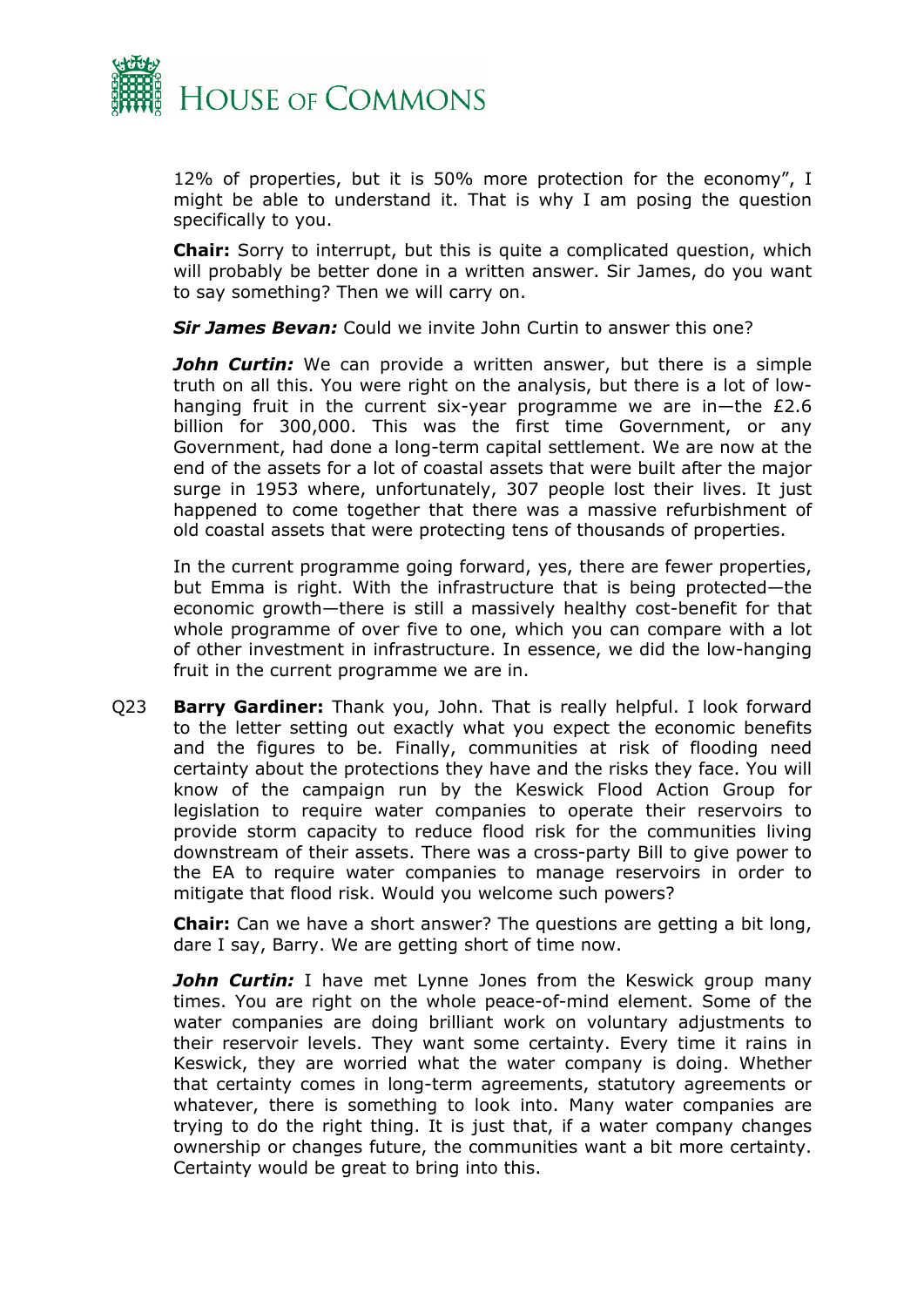12% of properties, but it is 50% more protection for the economy", I might be able to understand it. That is why I am posing the question specifically to you.

**Chair:** Sorry to interrupt, but this is quite a complicated question, which will probably be better done in a written answer. Sir James, do you want to say something? Then we will carry on.

***Sir James Bevan:*** Could we invite John Curtin to answer this one?

***John Curtin:*** We can provide a written answer, but there is a simple truth on all this. You were right on the analysis, but there is a lot of low-hanging fruit in the current six-year programme we are in—the £2.6 billion for 300,000. This was the first time Government, or any Government, had done a long-term capital settlement. We are now at the end of the assets for a lot of coastal assets that were built after the major surge in 1953 where, unfortunately, 307 people lost their lives. It just happened to come together that there was a massive refurbishment of old coastal assets that were protecting tens of thousands of properties.

In the current programme going forward, yes, there are fewer properties, but Emma is right. With the infrastructure that is being protected—the economic growth—there is still a massively healthy cost-benefit for that whole programme of over five to one, which you can compare with a lot of other investment in infrastructure. In essence, we did the low-hanging fruit in the current programme we are in.

Q23 **Barry Gardiner:** Thank you, John. That is really helpful. I look forward to the letter setting out exactly what you expect the economic benefits and the figures to be. Finally, communities at risk of flooding need certainty about the protections they have and the risks they face. You will know of the campaign run by the Keswick Flood Action Group for legislation to require water companies to operate their reservoirs to provide storm capacity to reduce flood risk for the communities living downstream of their assets. There was a cross-party Bill to give power to the EA to require water companies to manage reservoirs in order to mitigate that flood risk. Would you welcome such powers?

**Chair:** Can we have a short answer? The questions are getting a bit long, dare I say, Barry. We are getting short of time now.

***John Curtin:*** I have met Lynne Jones from the Keswick group many times. You are right on the whole peace-of-mind element. Some of the water companies are doing brilliant work on voluntary adjustments to their reservoir levels. They want some certainty. Every time it rains in Keswick, they are worried what the water company is doing. Whether that certainty comes in long-term agreements, statutory agreements or whatever, there is something to look into. Many water companies are trying to do the right thing. It is just that, if a water company changes ownership or changes future, the communities want a bit more certainty. Certainty would be great to bring into this.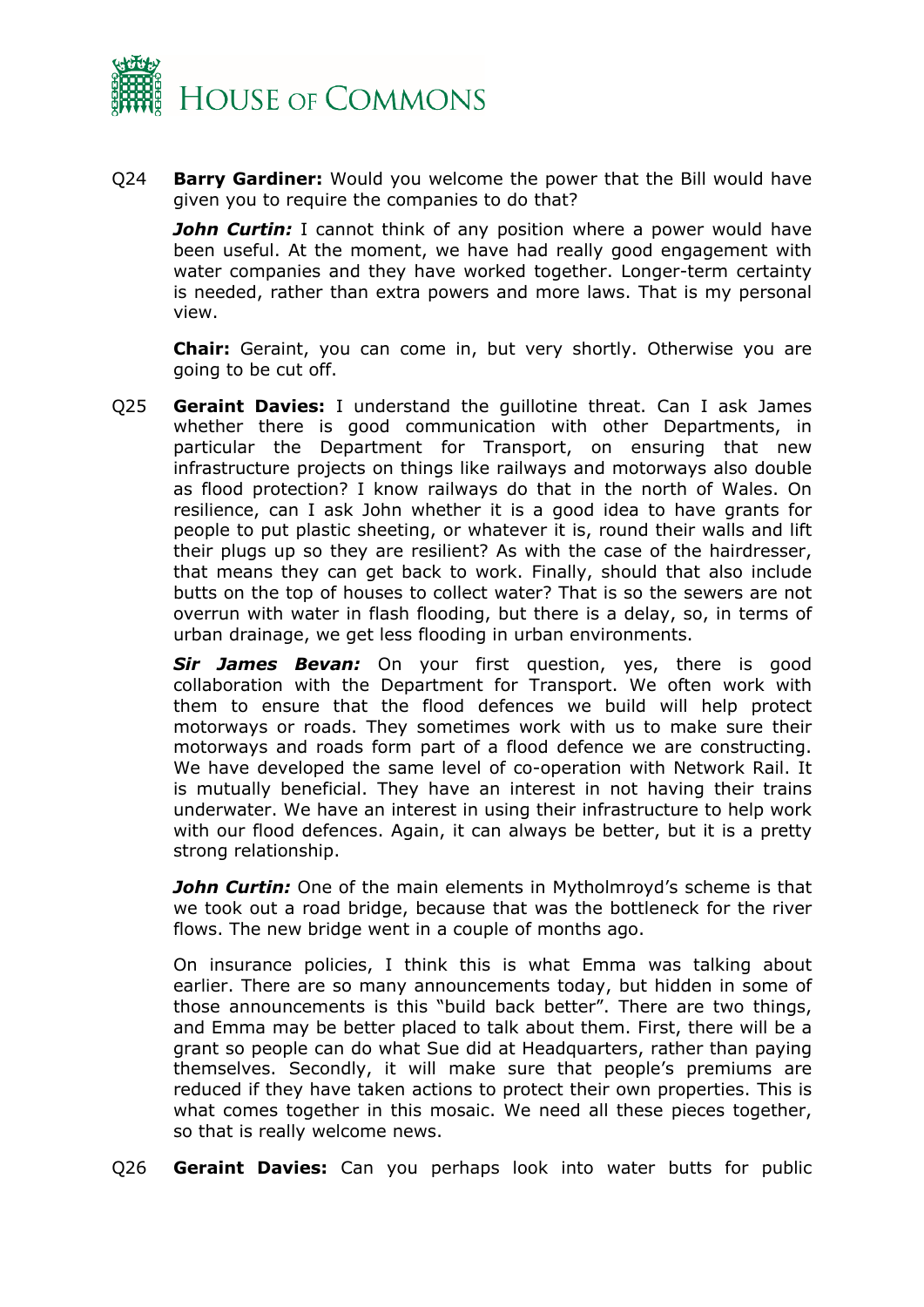Q24 **Barry Gardiner:** Would you welcome the power that the Bill would have given you to require the companies to do that?

***John Curtin:*** I cannot think of any position where a power would have been useful. At the moment, we have had really good engagement with water companies and they have worked together. Longer-term certainty is needed, rather than extra powers and more laws. That is my personal view.

**Chair:** Geraint, you can come in, but very shortly. Otherwise you are going to be cut off.

Q25 **Geraint Davies:** I understand the guillotine threat. Can I ask James whether there is good communication with other Departments, in particular the Department for Transport, on ensuring that new infrastructure projects on things like railways and motorways also double as flood protection? I know railways do that in the north of Wales. On resilience, can I ask John whether it is a good idea to have grants for people to put plastic sheeting, or whatever it is, round their walls and lift their plugs up so they are resilient? As with the case of the hairdresser, that means they can get back to work. Finally, should that also include butts on the top of houses to collect water? That is so the sewers are not overrun with water in flash flooding, but there is a delay, so, in terms of urban drainage, we get less flooding in urban environments.

***Sir James Bevan:*** On your first question, yes, there is good collaboration with the Department for Transport. We often work with them to ensure that the flood defences we build will help protect motorways or roads. They sometimes work with us to make sure their motorways and roads form part of a flood defence we are constructing. We have developed the same level of co-operation with Network Rail. It is mutually beneficial. They have an interest in not having their trains underwater. We have an interest in using their infrastructure to help work with our flood defences. Again, it can always be better, but it is a pretty strong relationship.

***John Curtin:*** One of the main elements in Mytholmroyd's scheme is that we took out a road bridge, because that was the bottleneck for the river flows. The new bridge went in a couple of months ago.

On insurance policies, I think this is what Emma was talking about earlier. There are so many announcements today, but hidden in some of those announcements is this "build back better". There are two things, and Emma may be better placed to talk about them. First, there will be a grant so people can do what Sue did at Headquarters, rather than paying themselves. Secondly, it will make sure that people's premiums are reduced if they have taken actions to protect their own properties. This is what comes together in this mosaic. We need all these pieces together, so that is really welcome news.

Q26 **Geraint Davies:** Can you perhaps look into water butts for public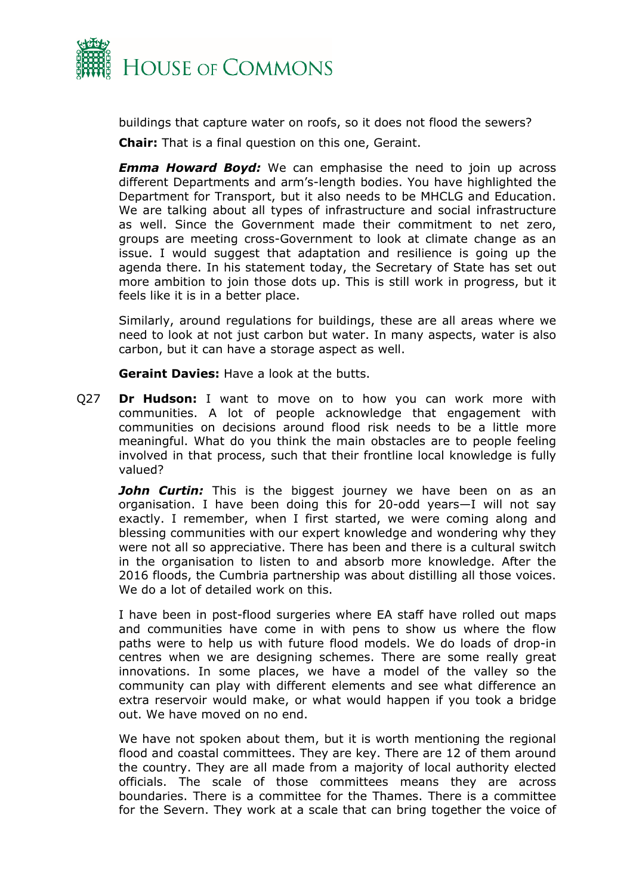buildings that capture water on roofs, so it does not flood the sewers?

**Chair:** That is a final question on this one, Geraint.

***Emma Howard Boyd:*** We can emphasise the need to join up across different Departments and arm's-length bodies. You have highlighted the Department for Transport, but it also needs to be MHCLG and Education. We are talking about all types of infrastructure and social infrastructure as well. Since the Government made their commitment to net zero, groups are meeting cross-Government to look at climate change as an issue. I would suggest that adaptation and resilience is going up the agenda there. In his statement today, the Secretary of State has set out more ambition to join those dots up. This is still work in progress, but it feels like it is in a better place.

Similarly, around regulations for buildings, these are all areas where we need to look at not just carbon but water. In many aspects, water is also carbon, but it can have a storage aspect as well.

**Geraint Davies:** Have a look at the butts.

Q27 **Dr Hudson:** I want to move on to how you can work more with communities. A lot of people acknowledge that engagement with communities on decisions around flood risk needs to be a little more meaningful. What do you think the main obstacles are to people feeling involved in that process, such that their frontline local knowledge is fully valued?

***John Curtin:*** This is the biggest journey we have been on as an organisation. I have been doing this for 20-odd years—I will not say exactly. I remember, when I first started, we were coming along and blessing communities with our expert knowledge and wondering why they were not all so appreciative. There has been and there is a cultural switch in the organisation to listen to and absorb more knowledge. After the 2016 floods, the Cumbria partnership was about distilling all those voices. We do a lot of detailed work on this.

I have been in post-flood surgeries where EA staff have rolled out maps and communities have come in with pens to show us where the flow paths were to help us with future flood models. We do loads of drop-in centres when we are designing schemes. There are some really great innovations. In some places, we have a model of the valley so the community can play with different elements and see what difference an extra reservoir would make, or what would happen if you took a bridge out. We have moved on no end.

We have not spoken about them, but it is worth mentioning the regional flood and coastal committees. They are key. There are 12 of them around the country. They are all made from a majority of local authority elected officials. The scale of those committees means they are across boundaries. There is a committee for the Thames. There is a committee for the Severn. They work at a scale that can bring together the voice of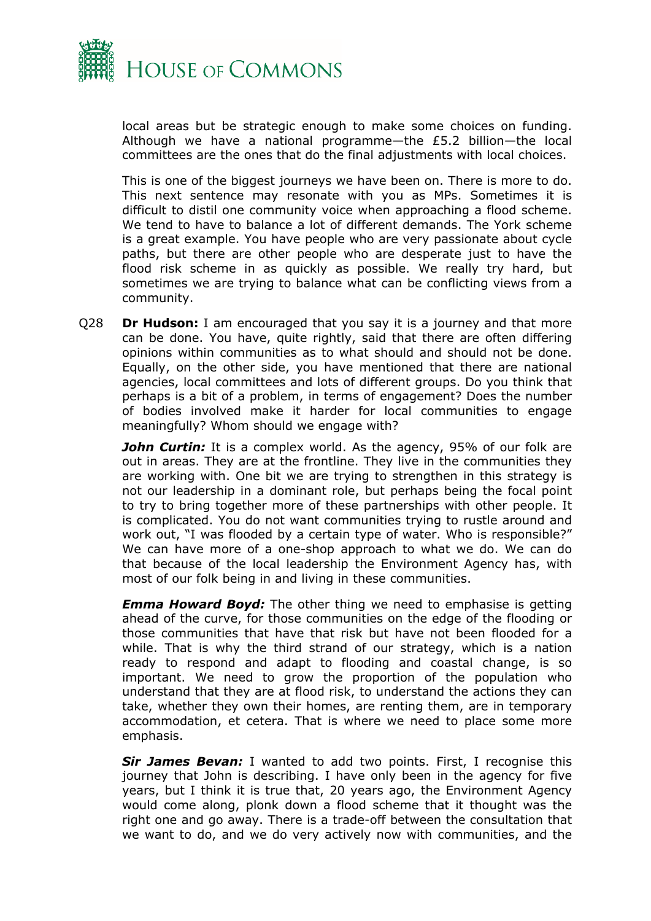local areas but be strategic enough to make some choices on funding. Although we have a national programme—the £5.2 billion—the local committees are the ones that do the final adjustments with local choices.

This is one of the biggest journeys we have been on. There is more to do. This next sentence may resonate with you as MPs. Sometimes it is difficult to distil one community voice when approaching a flood scheme. We tend to have to balance a lot of different demands. The York scheme is a great example. You have people who are very passionate about cycle paths, but there are other people who are desperate just to have the flood risk scheme in as quickly as possible. We really try hard, but sometimes we are trying to balance what can be conflicting views from a community.

Q28 **Dr Hudson:** I am encouraged that you say it is a journey and that more can be done. You have, quite rightly, said that there are often differing opinions within communities as to what should and should not be done. Equally, on the other side, you have mentioned that there are national agencies, local committees and lots of different groups. Do you think that perhaps is a bit of a problem, in terms of engagement? Does the number of bodies involved make it harder for local communities to engage meaningfully? Whom should we engage with?

***John Curtin:*** It is a complex world. As the agency, 95% of our folk are out in areas. They are at the frontline. They live in the communities they are working with. One bit we are trying to strengthen in this strategy is not our leadership in a dominant role, but perhaps being the focal point to try to bring together more of these partnerships with other people. It is complicated. You do not want communities trying to rustle around and work out, "I was flooded by a certain type of water. Who is responsible?" We can have more of a one-shop approach to what we do. We can do that because of the local leadership the Environment Agency has, with most of our folk being in and living in these communities.

***Emma Howard Boyd:*** The other thing we need to emphasise is getting ahead of the curve, for those communities on the edge of the flooding or those communities that have that risk but have not been flooded for a while. That is why the third strand of our strategy, which is a nation ready to respond and adapt to flooding and coastal change, is so important. We need to grow the proportion of the population who understand that they are at flood risk, to understand the actions they can take, whether they own their homes, are renting them, are in temporary accommodation, et cetera. That is where we need to place some more emphasis.

***Sir James Bevan:*** I wanted to add two points. First, I recognise this journey that John is describing. I have only been in the agency for five years, but I think it is true that, 20 years ago, the Environment Agency would come along, plonk down a flood scheme that it thought was the right one and go away. There is a trade-off between the consultation that we want to do, and we do very actively now with communities, and the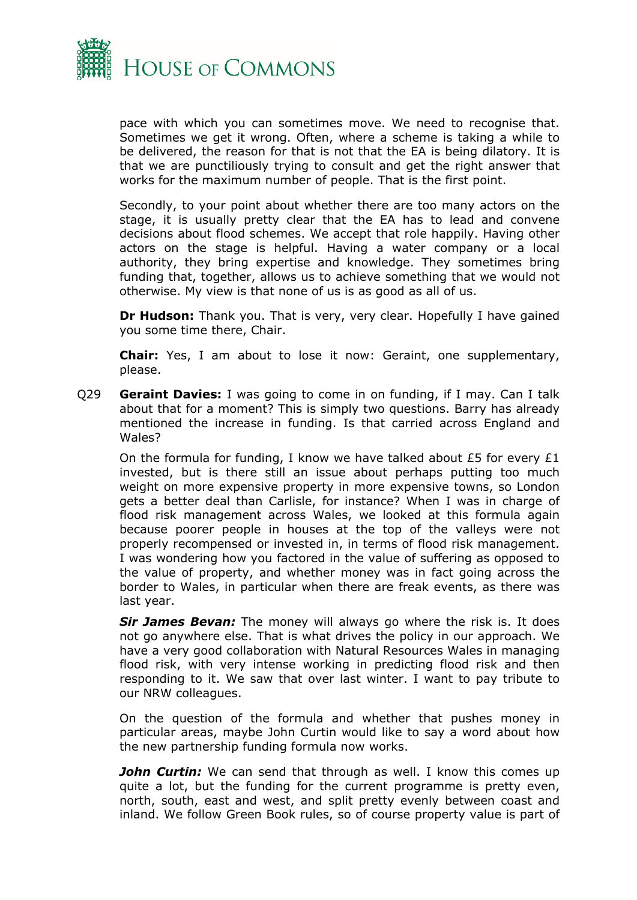pace with which you can sometimes move. We need to recognise that. Sometimes we get it wrong. Often, where a scheme is taking a while to be delivered, the reason for that is not that the EA is being dilatory. It is that we are punctiliously trying to consult and get the right answer that works for the maximum number of people. That is the first point.

Secondly, to your point about whether there are too many actors on the stage, it is usually pretty clear that the EA has to lead and convene decisions about flood schemes. We accept that role happily. Having other actors on the stage is helpful. Having a water company or a local authority, they bring expertise and knowledge. They sometimes bring funding that, together, allows us to achieve something that we would not otherwise. My view is that none of us is as good as all of us.

**Dr Hudson:** Thank you. That is very, very clear. Hopefully I have gained you some time there, Chair.

**Chair:** Yes, I am about to lose it now: Geraint, one supplementary, please.

Q29 **Geraint Davies:** I was going to come in on funding, if I may. Can I talk about that for a moment? This is simply two questions. Barry has already mentioned the increase in funding. Is that carried across England and Wales?

On the formula for funding, I know we have talked about £5 for every £1 invested, but is there still an issue about perhaps putting too much weight on more expensive property in more expensive towns, so London gets a better deal than Carlisle, for instance? When I was in charge of flood risk management across Wales, we looked at this formula again because poorer people in houses at the top of the valleys were not properly recompensed or invested in, in terms of flood risk management. I was wondering how you factored in the value of suffering as opposed to the value of property, and whether money was in fact going across the border to Wales, in particular when there are freak events, as there was last year.

***Sir James Bevan:*** The money will always go where the risk is. It does not go anywhere else. That is what drives the policy in our approach. We have a very good collaboration with Natural Resources Wales in managing flood risk, with very intense working in predicting flood risk and then responding to it. We saw that over last winter. I want to pay tribute to our NRW colleagues.

On the question of the formula and whether that pushes money in particular areas, maybe John Curtin would like to say a word about how the new partnership funding formula now works.

***John Curtin:*** We can send that through as well. I know this comes up quite a lot, but the funding for the current programme is pretty even, north, south, east and west, and split pretty evenly between coast and inland. We follow Green Book rules, so of course property value is part of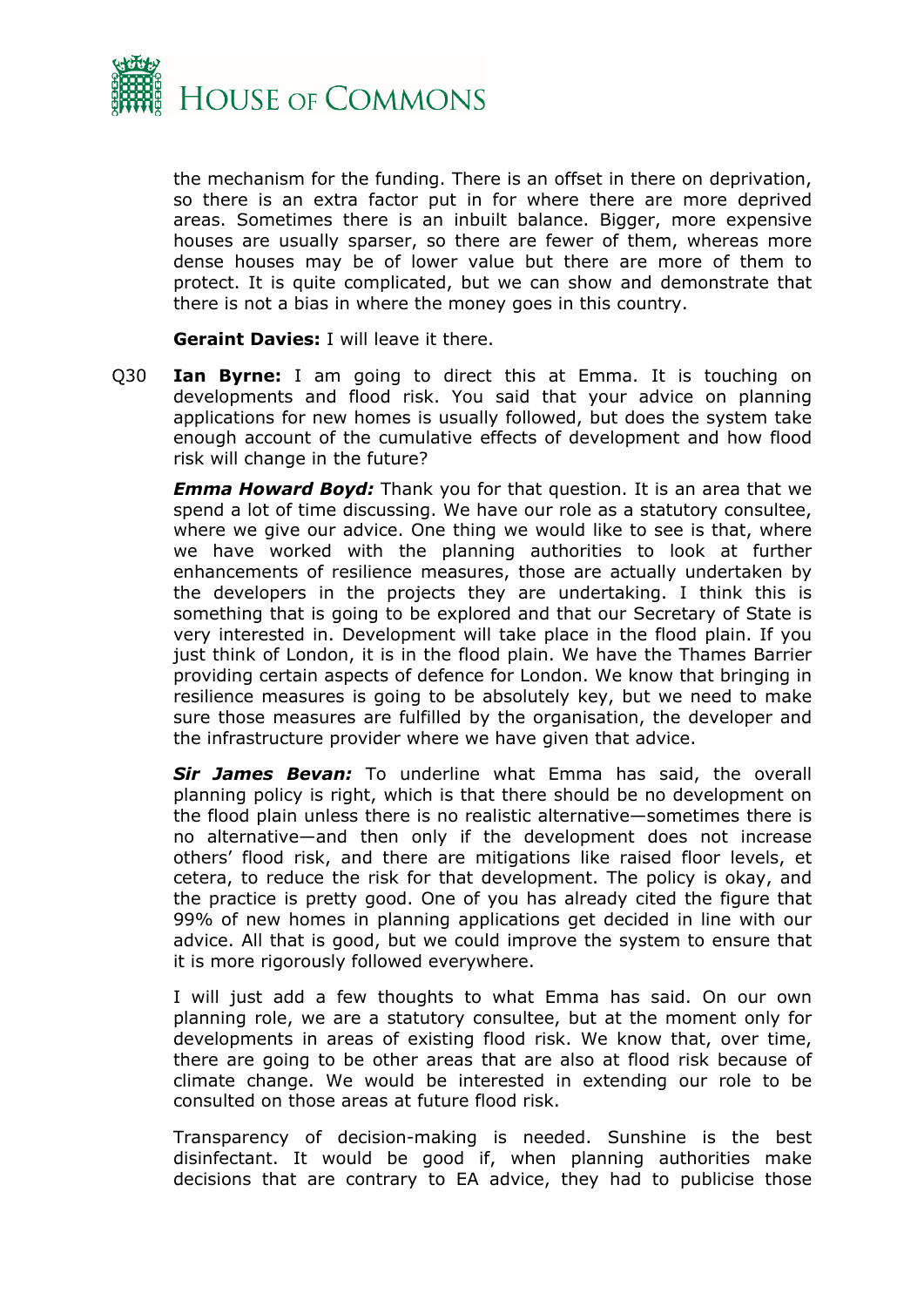the mechanism for the funding. There is an offset in there on deprivation, so there is an extra factor put in for where there are more deprived areas. Sometimes there is an inbuilt balance. Bigger, more expensive houses are usually sparser, so there are fewer of them, whereas more dense houses may be of lower value but there are more of them to protect. It is quite complicated, but we can show and demonstrate that there is not a bias in where the money goes in this country.

**Geraint Davies:** I will leave it there.

Q30 **Ian Byrne:** I am going to direct this at Emma. It is touching on developments and flood risk. You said that your advice on planning applications for new homes is usually followed, but does the system take enough account of the cumulative effects of development and how flood risk will change in the future?

***Emma Howard Boyd:*** Thank you for that question. It is an area that we spend a lot of time discussing. We have our role as a statutory consultee, where we give our advice. One thing we would like to see is that, where we have worked with the planning authorities to look at further enhancements of resilience measures, those are actually undertaken by the developers in the projects they are undertaking. I think this is something that is going to be explored and that our Secretary of State is very interested in. Development will take place in the flood plain. If you just think of London, it is in the flood plain. We have the Thames Barrier providing certain aspects of defence for London. We know that bringing in resilience measures is going to be absolutely key, but we need to make sure those measures are fulfilled by the organisation, the developer and the infrastructure provider where we have given that advice.

***Sir James Bevan:*** To underline what Emma has said, the overall planning policy is right, which is that there should be no development on the flood plain unless there is no realistic alternative—sometimes there is no alternative—and then only if the development does not increase others' flood risk, and there are mitigations like raised floor levels, et cetera, to reduce the risk for that development. The policy is okay, and the practice is pretty good. One of you has already cited the figure that 99% of new homes in planning applications get decided in line with our advice. All that is good, but we could improve the system to ensure that it is more rigorously followed everywhere.

I will just add a few thoughts to what Emma has said. On our own planning role, we are a statutory consultee, but at the moment only for developments in areas of existing flood risk. We know that, over time, there are going to be other areas that are also at flood risk because of climate change. We would be interested in extending our role to be consulted on those areas at future flood risk.

Transparency of decision-making is needed. Sunshine is the best disinfectant. It would be good if, when planning authorities make decisions that are contrary to EA advice, they had to publicise those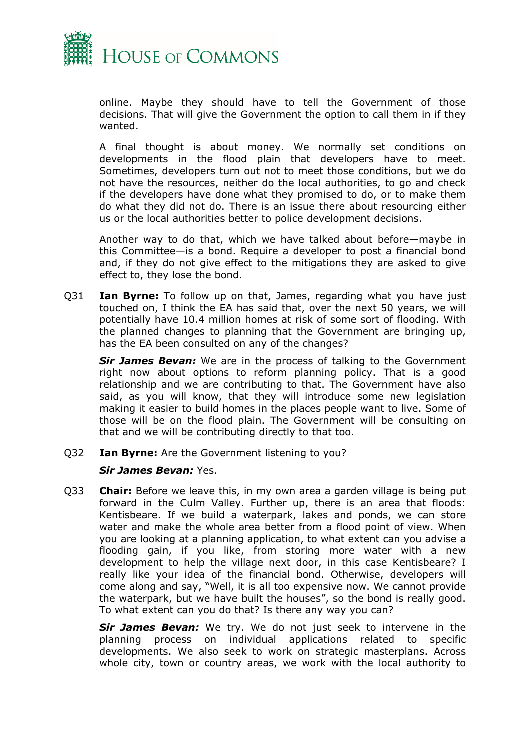online. Maybe they should have to tell the Government of those decisions. That will give the Government the option to call them in if they wanted.

A final thought is about money. We normally set conditions on developments in the flood plain that developers have to meet. Sometimes, developers turn out not to meet those conditions, but we do not have the resources, neither do the local authorities, to go and check if the developers have done what they promised to do, or to make them do what they did not do. There is an issue there about resourcing either us or the local authorities better to police development decisions.

Another way to do that, which we have talked about before—maybe in this Committee—is a bond. Require a developer to post a financial bond and, if they do not give effect to the mitigations they are asked to give effect to, they lose the bond.

Q31 **Ian Byrne:** To follow up on that, James, regarding what you have just touched on, I think the EA has said that, over the next 50 years, we will potentially have 10.4 million homes at risk of some sort of flooding. With the planned changes to planning that the Government are bringing up, has the EA been consulted on any of the changes?

***Sir James Bevan:*** We are in the process of talking to the Government right now about options to reform planning policy. That is a good relationship and we are contributing to that. The Government have also said, as you will know, that they will introduce some new legislation making it easier to build homes in the places people want to live. Some of those will be on the flood plain. The Government will be consulting on that and we will be contributing directly to that too.

Q32 **Ian Byrne:** Are the Government listening to you?

***Sir James Bevan:*** Yes.

Q33 **Chair:** Before we leave this, in my own area a garden village is being put forward in the Culm Valley. Further up, there is an area that floods: Kentisbeare. If we build a waterpark, lakes and ponds, we can store water and make the whole area better from a flood point of view. When you are looking at a planning application, to what extent can you advise a flooding gain, if you like, from storing more water with a new development to help the village next door, in this case Kentisbeare? I really like your idea of the financial bond. Otherwise, developers will come along and say, "Well, it is all too expensive now. We cannot provide the waterpark, but we have built the houses", so the bond is really good. To what extent can you do that? Is there any way you can?

***Sir James Bevan:*** We try. We do not just seek to intervene in the planning process on individual applications related to specific developments. We also seek to work on strategic masterplans. Across whole city, town or country areas, we work with the local authority to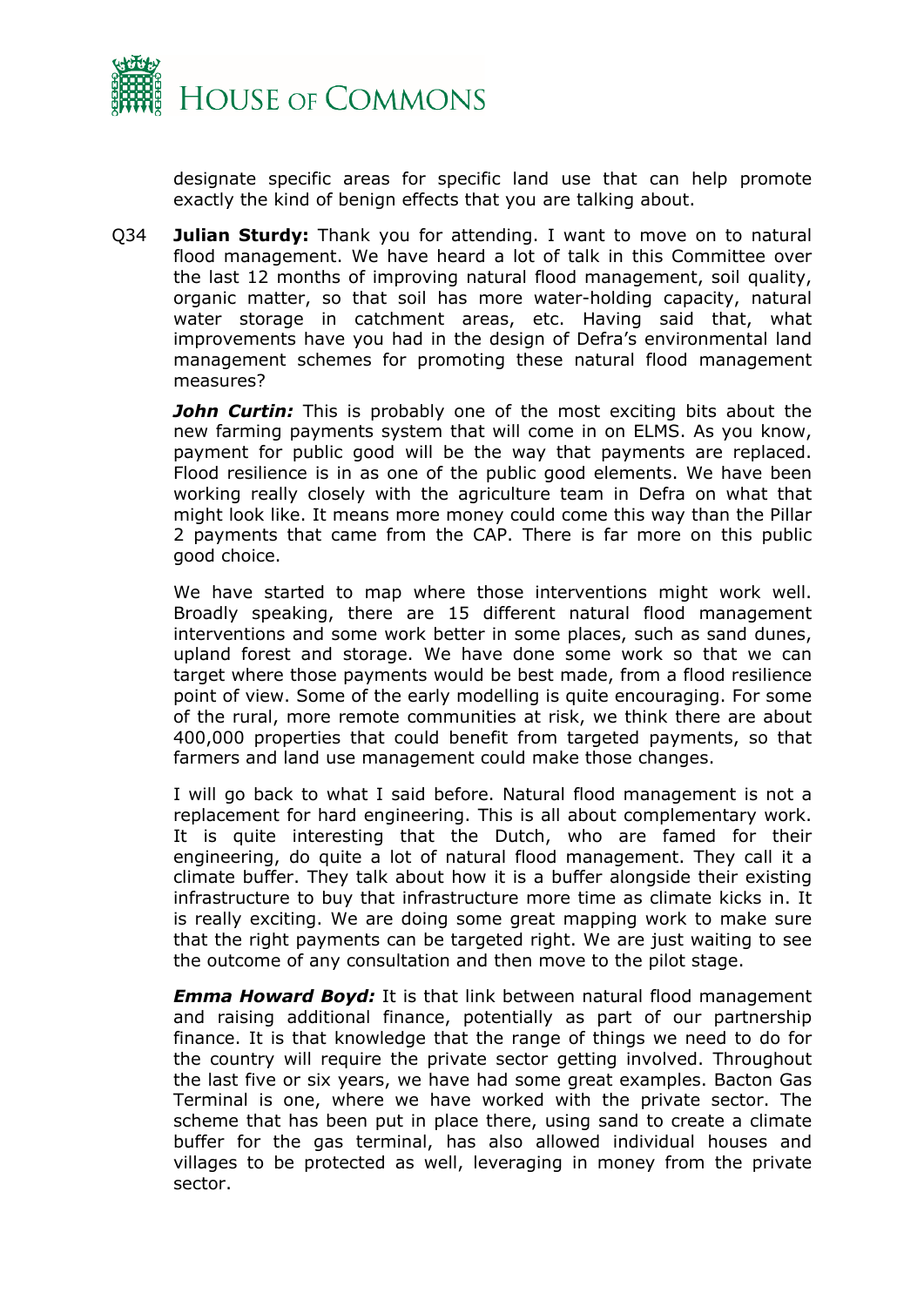designate specific areas for specific land use that can help promote exactly the kind of benign effects that you are talking about.

Q34 **Julian Sturdy:** Thank you for attending. I want to move on to natural flood management. We have heard a lot of talk in this Committee over the last 12 months of improving natural flood management, soil quality, organic matter, so that soil has more water-holding capacity, natural water storage in catchment areas, etc. Having said that, what improvements have you had in the design of Defra's environmental land management schemes for promoting these natural flood management measures?

***John Curtin:*** This is probably one of the most exciting bits about the new farming payments system that will come in on ELMS. As you know, payment for public good will be the way that payments are replaced. Flood resilience is in as one of the public good elements. We have been working really closely with the agriculture team in Defra on what that might look like. It means more money could come this way than the Pillar 2 payments that came from the CAP. There is far more on this public good choice.

We have started to map where those interventions might work well. Broadly speaking, there are 15 different natural flood management interventions and some work better in some places, such as sand dunes, upland forest and storage. We have done some work so that we can target where those payments would be best made, from a flood resilience point of view. Some of the early modelling is quite encouraging. For some of the rural, more remote communities at risk, we think there are about 400,000 properties that could benefit from targeted payments, so that farmers and land use management could make those changes.

I will go back to what I said before. Natural flood management is not a replacement for hard engineering. This is all about complementary work. It is quite interesting that the Dutch, who are famed for their engineering, do quite a lot of natural flood management. They call it a climate buffer. They talk about how it is a buffer alongside their existing infrastructure to buy that infrastructure more time as climate kicks in. It is really exciting. We are doing some great mapping work to make sure that the right payments can be targeted right. We are just waiting to see the outcome of any consultation and then move to the pilot stage.

***Emma Howard Boyd:*** It is that link between natural flood management and raising additional finance, potentially as part of our partnership finance. It is that knowledge that the range of things we need to do for the country will require the private sector getting involved. Throughout the last five or six years, we have had some great examples. Bacton Gas Terminal is one, where we have worked with the private sector. The scheme that has been put in place there, using sand to create a climate buffer for the gas terminal, has also allowed individual houses and villages to be protected as well, leveraging in money from the private sector.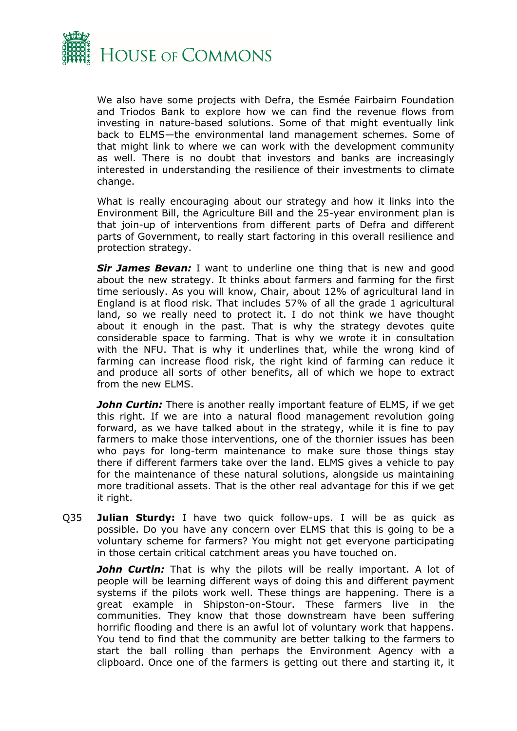We also have some projects with Defra, the Esmée Fairbairn Foundation and Triodos Bank to explore how we can find the revenue flows from investing in nature-based solutions. Some of that might eventually link back to ELMS—the environmental land management schemes. Some of that might link to where we can work with the development community as well. There is no doubt that investors and banks are increasingly interested in understanding the resilience of their investments to climate change.

What is really encouraging about our strategy and how it links into the Environment Bill, the Agriculture Bill and the 25-year environment plan is that join-up of interventions from different parts of Defra and different parts of Government, to really start factoring in this overall resilience and protection strategy.

***Sir James Bevan:*** I want to underline one thing that is new and good about the new strategy. It thinks about farmers and farming for the first time seriously. As you will know, Chair, about 12% of agricultural land in England is at flood risk. That includes 57% of all the grade 1 agricultural land, so we really need to protect it. I do not think we have thought about it enough in the past. That is why the strategy devotes quite considerable space to farming. That is why we wrote it in consultation with the NFU. That is why it underlines that, while the wrong kind of farming can increase flood risk, the right kind of farming can reduce it and produce all sorts of other benefits, all of which we hope to extract from the new ELMS.

***John Curtin:*** There is another really important feature of ELMS, if we get this right. If we are into a natural flood management revolution going forward, as we have talked about in the strategy, while it is fine to pay farmers to make those interventions, one of the thornier issues has been who pays for long-term maintenance to make sure those things stay there if different farmers take over the land. ELMS gives a vehicle to pay for the maintenance of these natural solutions, alongside us maintaining more traditional assets. That is the other real advantage for this if we get it right.

Q35 **Julian Sturdy:** I have two quick follow-ups. I will be as quick as possible. Do you have any concern over ELMS that this is going to be a voluntary scheme for farmers? You might not get everyone participating in those certain critical catchment areas you have touched on.

***John Curtin:*** That is why the pilots will be really important. A lot of people will be learning different ways of doing this and different payment systems if the pilots work well. These things are happening. There is a great example in Shipston-on-Stour. These farmers live in the communities. They know that those downstream have been suffering horrific flooding and there is an awful lot of voluntary work that happens. You tend to find that the community are better talking to the farmers to start the ball rolling than perhaps the Environment Agency with a clipboard. Once one of the farmers is getting out there and starting it, it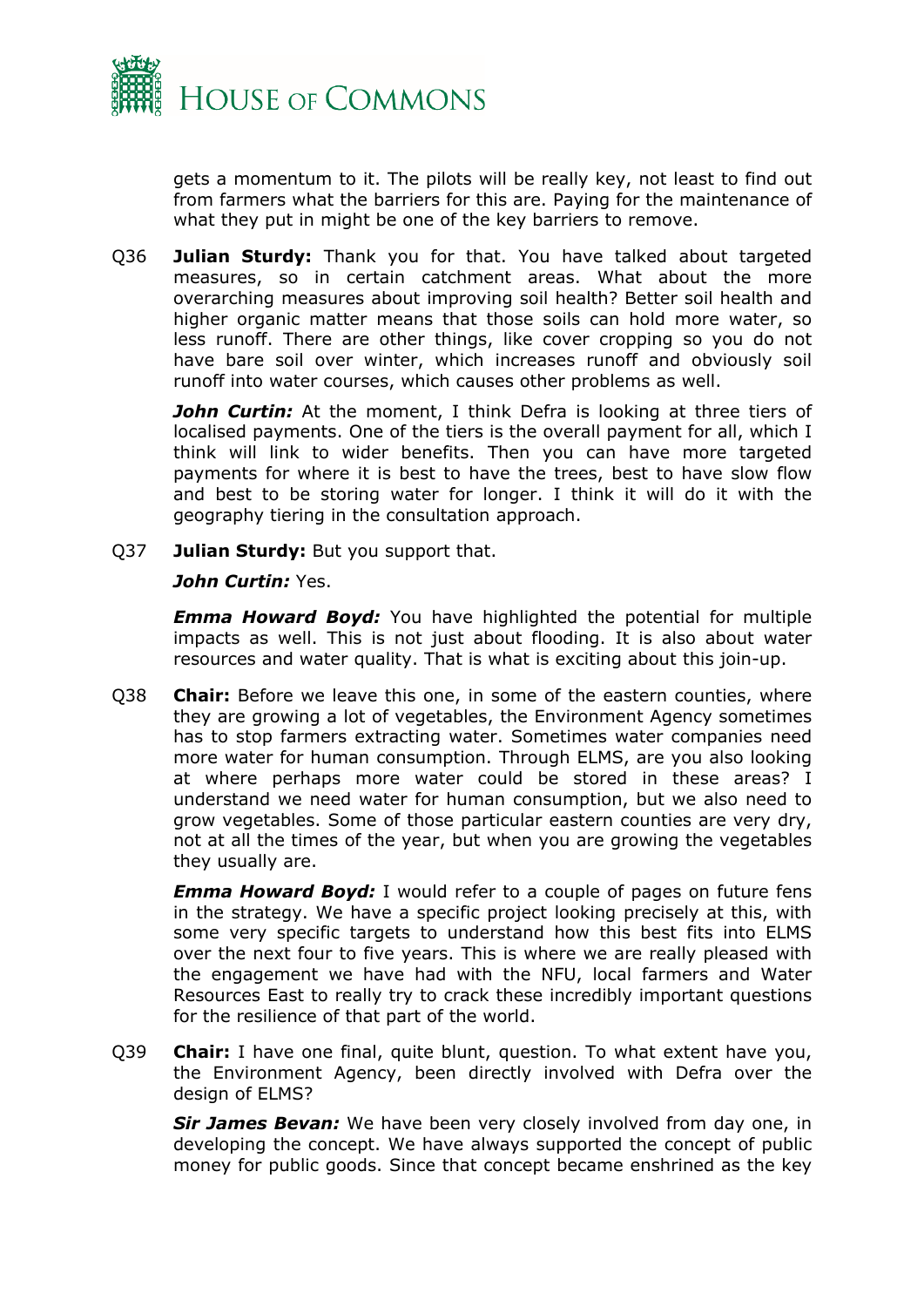gets a momentum to it. The pilots will be really key, not least to find out from farmers what the barriers for this are. Paying for the maintenance of what they put in might be one of the key barriers to remove.

Q36 **Julian Sturdy:** Thank you for that. You have talked about targeted measures, so in certain catchment areas. What about the more overarching measures about improving soil health? Better soil health and higher organic matter means that those soils can hold more water, so less runoff. There are other things, like cover cropping so you do not have bare soil over winter, which increases runoff and obviously soil runoff into water courses, which causes other problems as well.

***John Curtin:*** At the moment, I think Defra is looking at three tiers of localised payments. One of the tiers is the overall payment for all, which I think will link to wider benefits. Then you can have more targeted payments for where it is best to have the trees, best to have slow flow and best to be storing water for longer. I think it will do it with the geography tiering in the consultation approach.

Q37 **Julian Sturdy:** But you support that.

***John Curtin:*** Yes.

***Emma Howard Boyd:*** You have highlighted the potential for multiple impacts as well. This is not just about flooding. It is also about water resources and water quality. That is what is exciting about this join-up.

Q38 **Chair:** Before we leave this one, in some of the eastern counties, where they are growing a lot of vegetables, the Environment Agency sometimes has to stop farmers extracting water. Sometimes water companies need more water for human consumption. Through ELMS, are you also looking at where perhaps more water could be stored in these areas? I understand we need water for human consumption, but we also need to grow vegetables. Some of those particular eastern counties are very dry, not at all the times of the year, but when you are growing the vegetables they usually are.

***Emma Howard Boyd:*** I would refer to a couple of pages on future fens in the strategy. We have a specific project looking precisely at this, with some very specific targets to understand how this best fits into ELMS over the next four to five years. This is where we are really pleased with the engagement we have had with the NFU, local farmers and Water Resources East to really try to crack these incredibly important questions for the resilience of that part of the world.

Q39 **Chair:** I have one final, quite blunt, question. To what extent have you, the Environment Agency, been directly involved with Defra over the design of ELMS?

***Sir James Bevan:*** We have been very closely involved from day one, in developing the concept. We have always supported the concept of public money for public goods. Since that concept became enshrined as the key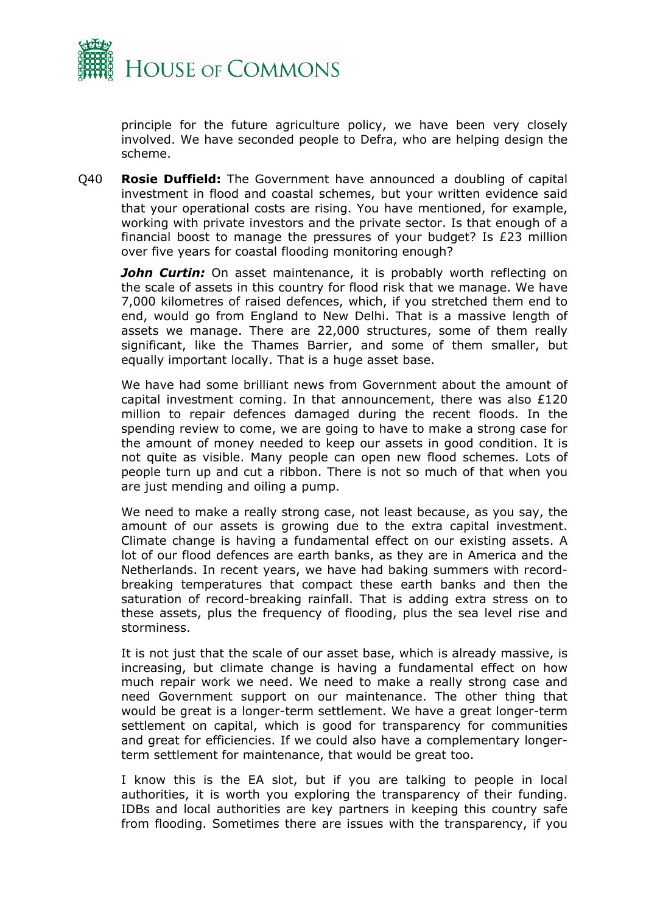principle for the future agriculture policy, we have been very closely involved. We have seconded people to Defra, who are helping design the scheme.

Q40 **Rosie Duffield:** The Government have announced a doubling of capital investment in flood and coastal schemes, but your written evidence said that your operational costs are rising. You have mentioned, for example, working with private investors and the private sector. Is that enough of a financial boost to manage the pressures of your budget? Is £23 million over five years for coastal flooding monitoring enough?

***John Curtin:*** On asset maintenance, it is probably worth reflecting on the scale of assets in this country for flood risk that we manage. We have 7,000 kilometres of raised defences, which, if you stretched them end to end, would go from England to New Delhi. That is a massive length of assets we manage. There are 22,000 structures, some of them really significant, like the Thames Barrier, and some of them smaller, but equally important locally. That is a huge asset base.

We have had some brilliant news from Government about the amount of capital investment coming. In that announcement, there was also £120 million to repair defences damaged during the recent floods. In the spending review to come, we are going to have to make a strong case for the amount of money needed to keep our assets in good condition. It is not quite as visible. Many people can open new flood schemes. Lots of people turn up and cut a ribbon. There is not so much of that when you are just mending and oiling a pump.

We need to make a really strong case, not least because, as you say, the amount of our assets is growing due to the extra capital investment. Climate change is having a fundamental effect on our existing assets. A lot of our flood defences are earth banks, as they are in America and the Netherlands. In recent years, we have had baking summers with record-breaking temperatures that compact these earth banks and then the saturation of record-breaking rainfall. That is adding extra stress on to these assets, plus the frequency of flooding, plus the sea level rise and storminess.

It is not just that the scale of our asset base, which is already massive, is increasing, but climate change is having a fundamental effect on how much repair work we need. We need to make a really strong case and need Government support on our maintenance. The other thing that would be great is a longer-term settlement. We have a great longer-term settlement on capital, which is good for transparency for communities and great for efficiencies. If we could also have a complementary longer-term settlement for maintenance, that would be great too.

I know this is the EA slot, but if you are talking to people in local authorities, it is worth you exploring the transparency of their funding. IDBs and local authorities are key partners in keeping this country safe from flooding. Sometimes there are issues with the transparency, if you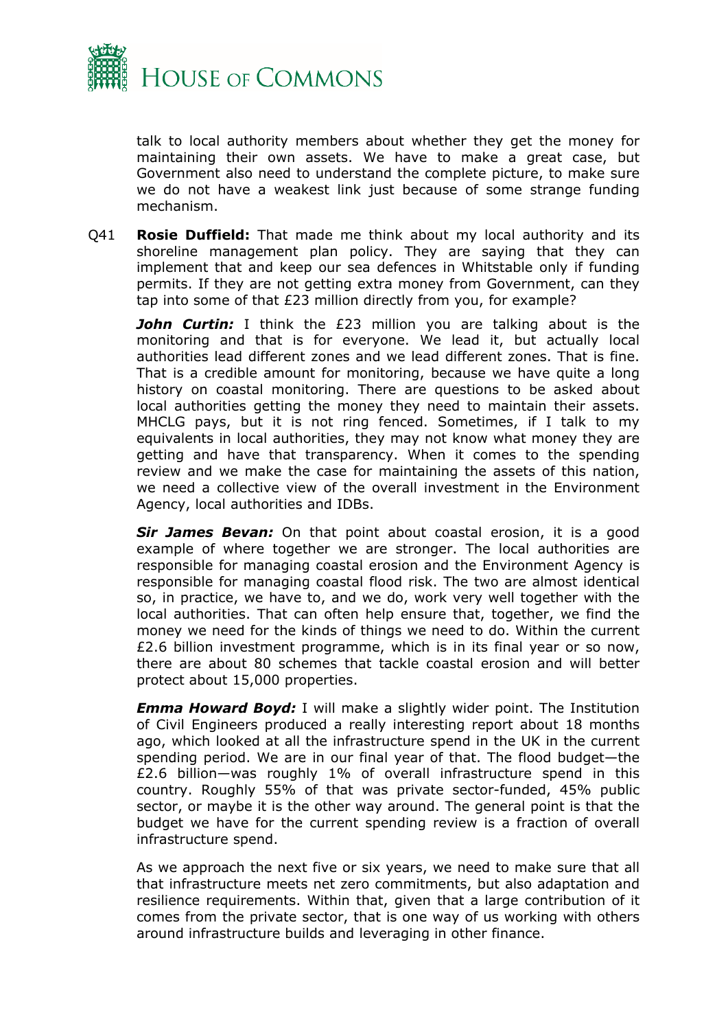talk to local authority members about whether they get the money for maintaining their own assets. We have to make a great case, but Government also need to understand the complete picture, to make sure we do not have a weakest link just because of some strange funding mechanism.

Q41 **Rosie Duffield:** That made me think about my local authority and its shoreline management plan policy. They are saying that they can implement that and keep our sea defences in Whitstable only if funding permits. If they are not getting extra money from Government, can they tap into some of that £23 million directly from you, for example?

***John Curtin:*** I think the £23 million you are talking about is the monitoring and that is for everyone. We lead it, but actually local authorities lead different zones and we lead different zones. That is fine. That is a credible amount for monitoring, because we have quite a long history on coastal monitoring. There are questions to be asked about local authorities getting the money they need to maintain their assets. MHCLG pays, but it is not ring fenced. Sometimes, if I talk to my equivalents in local authorities, they may not know what money they are getting and have that transparency. When it comes to the spending review and we make the case for maintaining the assets of this nation, we need a collective view of the overall investment in the Environment Agency, local authorities and IDBs.

***Sir James Bevan:*** On that point about coastal erosion, it is a good example of where together we are stronger. The local authorities are responsible for managing coastal erosion and the Environment Agency is responsible for managing coastal flood risk. The two are almost identical so, in practice, we have to, and we do, work very well together with the local authorities. That can often help ensure that, together, we find the money we need for the kinds of things we need to do. Within the current £2.6 billion investment programme, which is in its final year or so now, there are about 80 schemes that tackle coastal erosion and will better protect about 15,000 properties.

***Emma Howard Boyd:*** I will make a slightly wider point. The Institution of Civil Engineers produced a really interesting report about 18 months ago, which looked at all the infrastructure spend in the UK in the current spending period. We are in our final year of that. The flood budget—the £2.6 billion—was roughly 1% of overall infrastructure spend in this country. Roughly 55% of that was private sector-funded, 45% public sector, or maybe it is the other way around. The general point is that the budget we have for the current spending review is a fraction of overall infrastructure spend.

As we approach the next five or six years, we need to make sure that all that infrastructure meets net zero commitments, but also adaptation and resilience requirements. Within that, given that a large contribution of it comes from the private sector, that is one way of us working with others around infrastructure builds and leveraging in other finance.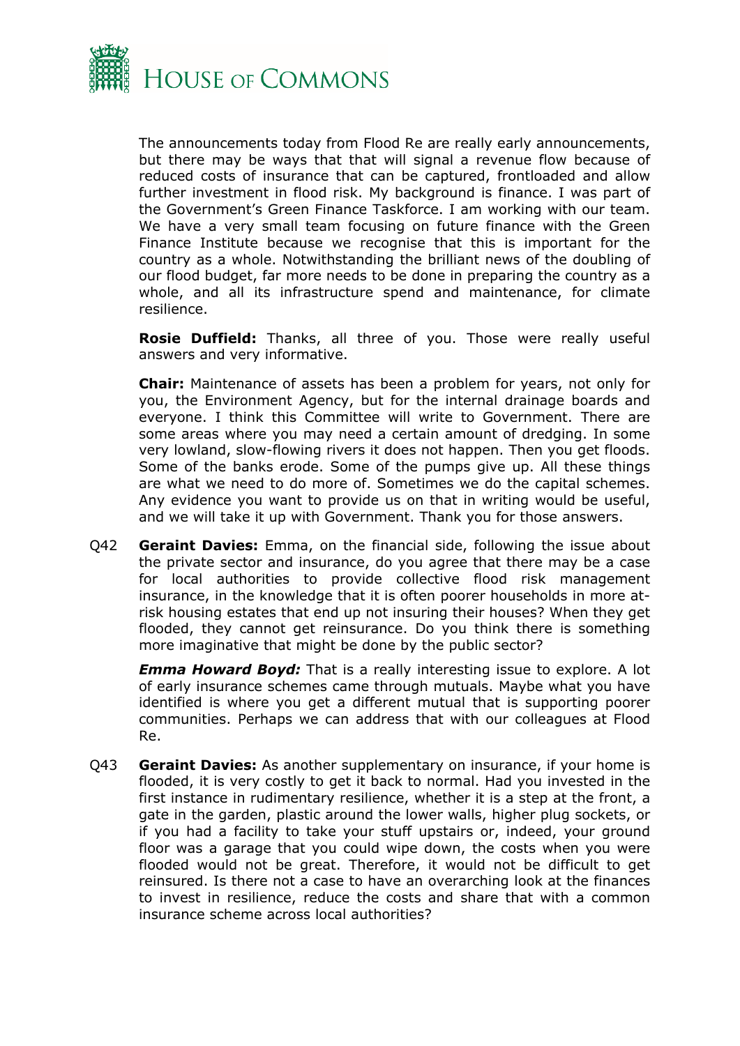The announcements today from Flood Re are really early announcements, but there may be ways that that will signal a revenue flow because of reduced costs of insurance that can be captured, frontloaded and allow further investment in flood risk. My background is finance. I was part of the Government's Green Finance Taskforce. I am working with our team. We have a very small team focusing on future finance with the Green Finance Institute because we recognise that this is important for the country as a whole. Notwithstanding the brilliant news of the doubling of our flood budget, far more needs to be done in preparing the country as a whole, and all its infrastructure spend and maintenance, for climate resilience.

**Rosie Duffield:** Thanks, all three of you. Those were really useful answers and very informative.

**Chair:** Maintenance of assets has been a problem for years, not only for you, the Environment Agency, but for the internal drainage boards and everyone. I think this Committee will write to Government. There are some areas where you may need a certain amount of dredging. In some very lowland, slow-flowing rivers it does not happen. Then you get floods. Some of the banks erode. Some of the pumps give up. All these things are what we need to do more of. Sometimes we do the capital schemes. Any evidence you want to provide us on that in writing would be useful, and we will take it up with Government. Thank you for those answers.

Q42 **Geraint Davies:** Emma, on the financial side, following the issue about the private sector and insurance, do you agree that there may be a case for local authorities to provide collective flood risk management insurance, in the knowledge that it is often poorer households in more at-risk housing estates that end up not insuring their houses? When they get flooded, they cannot get reinsurance. Do you think there is something more imaginative that might be done by the public sector?

***Emma Howard Boyd:*** That is a really interesting issue to explore. A lot of early insurance schemes came through mutuals. Maybe what you have identified is where you get a different mutual that is supporting poorer communities. Perhaps we can address that with our colleagues at Flood Re.

Q43 **Geraint Davies:** As another supplementary on insurance, if your home is flooded, it is very costly to get it back to normal. Had you invested in the first instance in rudimentary resilience, whether it is a step at the front, a gate in the garden, plastic around the lower walls, higher plug sockets, or if you had a facility to take your stuff upstairs or, indeed, your ground floor was a garage that you could wipe down, the costs when you were flooded would not be great. Therefore, it would not be difficult to get reinsured. Is there not a case to have an overarching look at the finances to invest in resilience, reduce the costs and share that with a common insurance scheme across local authorities?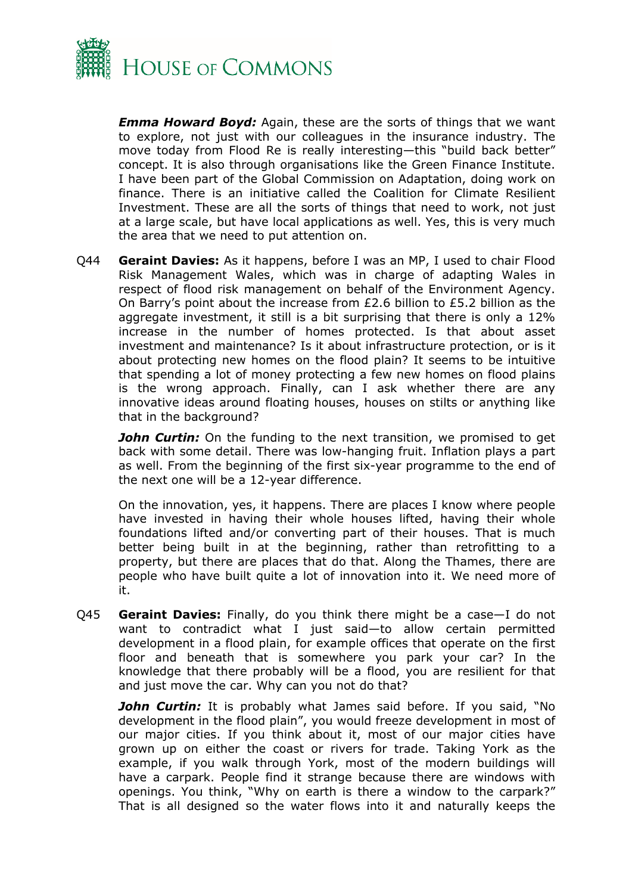***Emma Howard Boyd:*** Again, these are the sorts of things that we want to explore, not just with our colleagues in the insurance industry. The move today from Flood Re is really interesting—this "build back better" concept. It is also through organisations like the Green Finance Institute. I have been part of the Global Commission on Adaptation, doing work on finance. There is an initiative called the Coalition for Climate Resilient Investment. These are all the sorts of things that need to work, not just at a large scale, but have local applications as well. Yes, this is very much the area that we need to put attention on.

Q44 **Geraint Davies:** As it happens, before I was an MP, I used to chair Flood Risk Management Wales, which was in charge of adapting Wales in respect of flood risk management on behalf of the Environment Agency. On Barry's point about the increase from £2.6 billion to £5.2 billion as the aggregate investment, it still is a bit surprising that there is only a 12% increase in the number of homes protected. Is that about asset investment and maintenance? Is it about infrastructure protection, or is it about protecting new homes on the flood plain? It seems to be intuitive that spending a lot of money protecting a few new homes on flood plains is the wrong approach. Finally, can I ask whether there are any innovative ideas around floating houses, houses on stilts or anything like that in the background?

***John Curtin:*** On the funding to the next transition, we promised to get back with some detail. There was low-hanging fruit. Inflation plays a part as well. From the beginning of the first six-year programme to the end of the next one will be a 12-year difference.

On the innovation, yes, it happens. There are places I know where people have invested in having their whole houses lifted, having their whole foundations lifted and/or converting part of their houses. That is much better being built in at the beginning, rather than retrofitting to a property, but there are places that do that. Along the Thames, there are people who have built quite a lot of innovation into it. We need more of it.

Q45 **Geraint Davies:** Finally, do you think there might be a case—I do not want to contradict what I just said—to allow certain permitted development in a flood plain, for example offices that operate on the first floor and beneath that is somewhere you park your car? In the knowledge that there probably will be a flood, you are resilient for that and just move the car. Why can you not do that?

***John Curtin:*** It is probably what James said before. If you said, "No development in the flood plain", you would freeze development in most of our major cities. If you think about it, most of our major cities have grown up on either the coast or rivers for trade. Taking York as the example, if you walk through York, most of the modern buildings will have a carpark. People find it strange because there are windows with openings. You think, "Why on earth is there a window to the carpark?" That is all designed so the water flows into it and naturally keeps the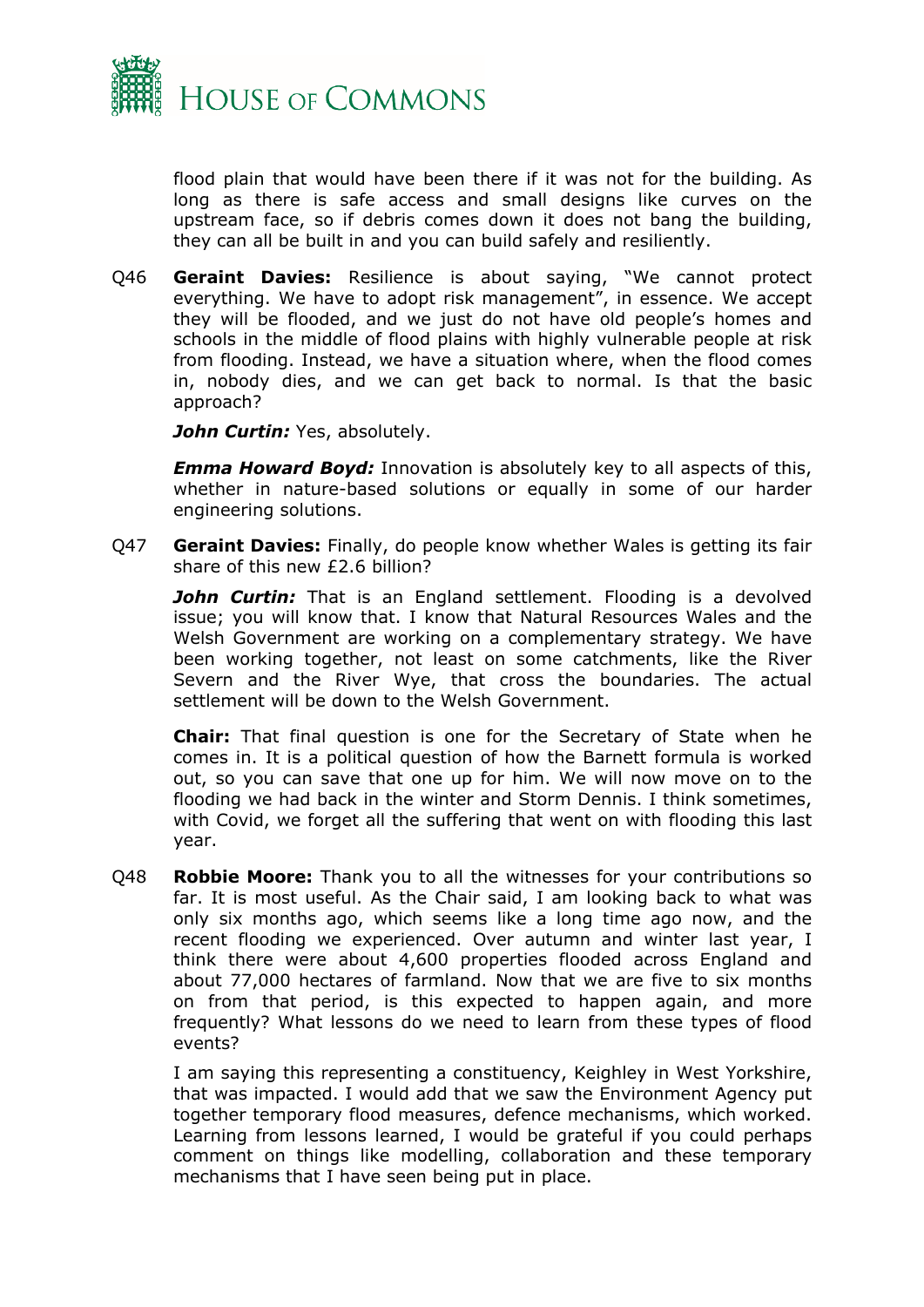flood plain that would have been there if it was not for the building. As long as there is safe access and small designs like curves on the upstream face, so if debris comes down it does not bang the building, they can all be built in and you can build safely and resiliently.

Q46 **Geraint Davies:** Resilience is about saying, "We cannot protect everything. We have to adopt risk management", in essence. We accept they will be flooded, and we just do not have old people's homes and schools in the middle of flood plains with highly vulnerable people at risk from flooding. Instead, we have a situation where, when the flood comes in, nobody dies, and we can get back to normal. Is that the basic approach?

***John Curtin:*** Yes, absolutely.

***Emma Howard Boyd:*** Innovation is absolutely key to all aspects of this, whether in nature-based solutions or equally in some of our harder engineering solutions.

Q47 **Geraint Davies:** Finally, do people know whether Wales is getting its fair share of this new £2.6 billion?

***John Curtin:*** That is an England settlement. Flooding is a devolved issue; you will know that. I know that Natural Resources Wales and the Welsh Government are working on a complementary strategy. We have been working together, not least on some catchments, like the River Severn and the River Wye, that cross the boundaries. The actual settlement will be down to the Welsh Government.

**Chair:** That final question is one for the Secretary of State when he comes in. It is a political question of how the Barnett formula is worked out, so you can save that one up for him. We will now move on to the flooding we had back in the winter and Storm Dennis. I think sometimes, with Covid, we forget all the suffering that went on with flooding this last year.

Q48 **Robbie Moore:** Thank you to all the witnesses for your contributions so far. It is most useful. As the Chair said, I am looking back to what was only six months ago, which seems like a long time ago now, and the recent flooding we experienced. Over autumn and winter last year, I think there were about 4,600 properties flooded across England and about 77,000 hectares of farmland. Now that we are five to six months on from that period, is this expected to happen again, and more frequently? What lessons do we need to learn from these types of flood events?

I am saying this representing a constituency, Keighley in West Yorkshire, that was impacted. I would add that we saw the Environment Agency put together temporary flood measures, defence mechanisms, which worked. Learning from lessons learned, I would be grateful if you could perhaps comment on things like modelling, collaboration and these temporary mechanisms that I have seen being put in place.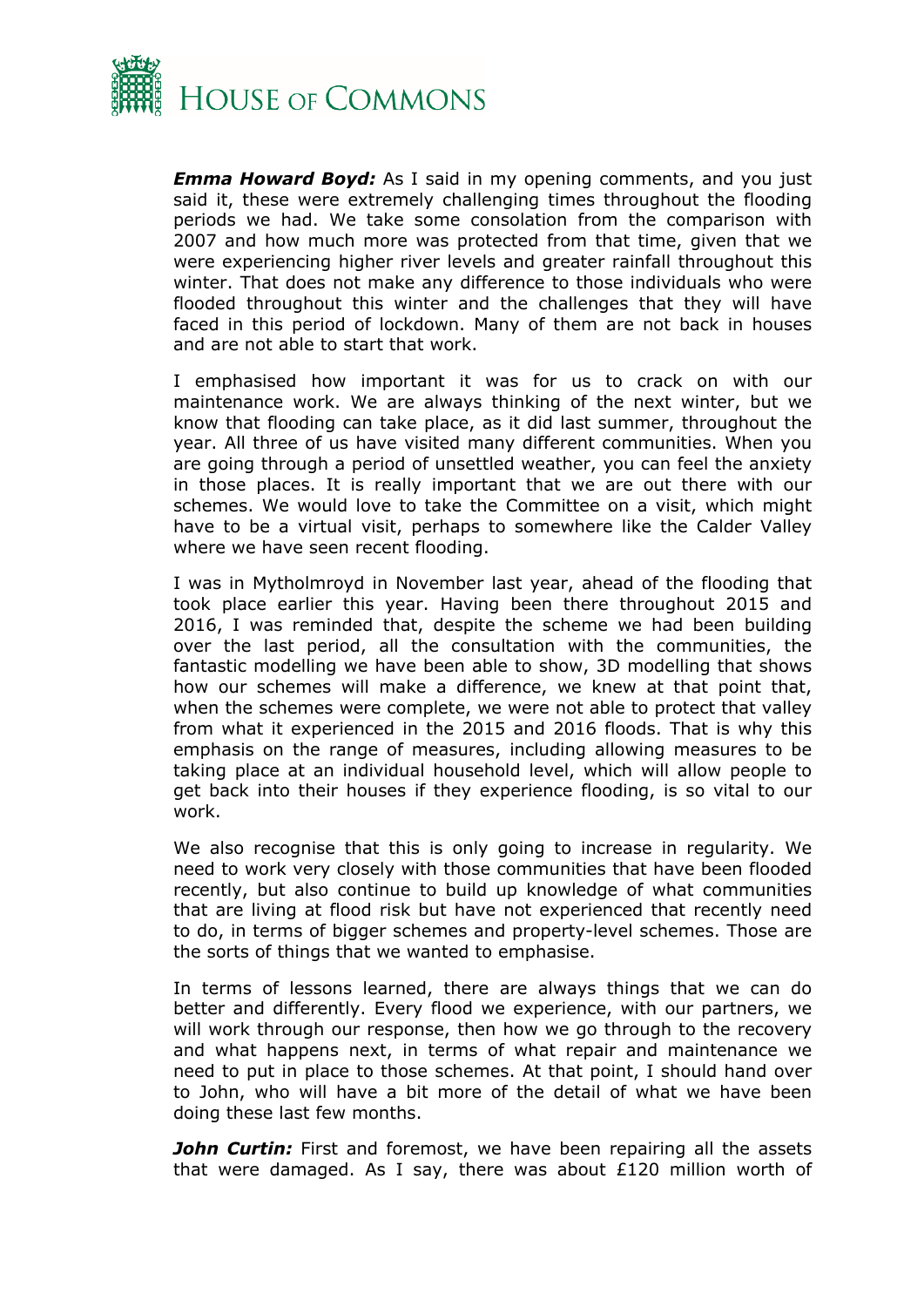***Emma Howard Boyd:*** As I said in my opening comments, and you just said it, these were extremely challenging times throughout the flooding periods we had. We take some consolation from the comparison with 2007 and how much more was protected from that time, given that we were experiencing higher river levels and greater rainfall throughout this winter. That does not make any difference to those individuals who were flooded throughout this winter and the challenges that they will have faced in this period of lockdown. Many of them are not back in houses and are not able to start that work.

I emphasised how important it was for us to crack on with our maintenance work. We are always thinking of the next winter, but we know that flooding can take place, as it did last summer, throughout the year. All three of us have visited many different communities. When you are going through a period of unsettled weather, you can feel the anxiety in those places. It is really important that we are out there with our schemes. We would love to take the Committee on a visit, which might have to be a virtual visit, perhaps to somewhere like the Calder Valley where we have seen recent flooding.

I was in Mytholmroyd in November last year, ahead of the flooding that took place earlier this year. Having been there throughout 2015 and 2016, I was reminded that, despite the scheme we had been building over the last period, all the consultation with the communities, the fantastic modelling we have been able to show, 3D modelling that shows how our schemes will make a difference, we knew at that point that, when the schemes were complete, we were not able to protect that valley from what it experienced in the 2015 and 2016 floods. That is why this emphasis on the range of measures, including allowing measures to be taking place at an individual household level, which will allow people to get back into their houses if they experience flooding, is so vital to our work.

We also recognise that this is only going to increase in regularity. We need to work very closely with those communities that have been flooded recently, but also continue to build up knowledge of what communities that are living at flood risk but have not experienced that recently need to do, in terms of bigger schemes and property-level schemes. Those are the sorts of things that we wanted to emphasise.

In terms of lessons learned, there are always things that we can do better and differently. Every flood we experience, with our partners, we will work through our response, then how we go through to the recovery and what happens next, in terms of what repair and maintenance we need to put in place to those schemes. At that point, I should hand over to John, who will have a bit more of the detail of what we have been doing these last few months.

***John Curtin:*** First and foremost, we have been repairing all the assets that were damaged. As I say, there was about £120 million worth of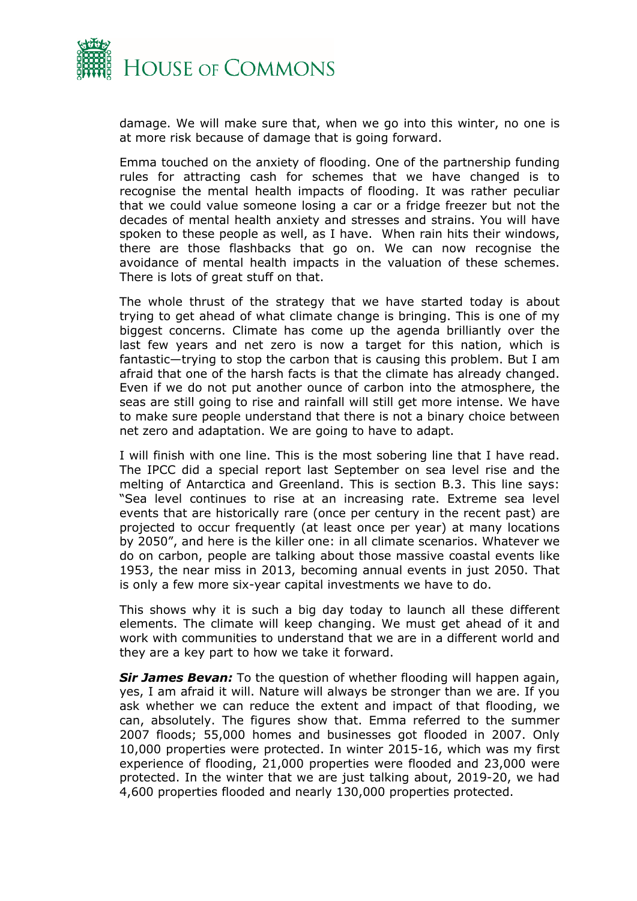damage. We will make sure that, when we go into this winter, no one is at more risk because of damage that is going forward.

Emma touched on the anxiety of flooding. One of the partnership funding rules for attracting cash for schemes that we have changed is to recognise the mental health impacts of flooding. It was rather peculiar that we could value someone losing a car or a fridge freezer but not the decades of mental health anxiety and stresses and strains. You will have spoken to these people as well, as I have. When rain hits their windows, there are those flashbacks that go on. We can now recognise the avoidance of mental health impacts in the valuation of these schemes. There is lots of great stuff on that.

The whole thrust of the strategy that we have started today is about trying to get ahead of what climate change is bringing. This is one of my biggest concerns. Climate has come up the agenda brilliantly over the last few years and net zero is now a target for this nation, which is fantastic—trying to stop the carbon that is causing this problem. But I am afraid that one of the harsh facts is that the climate has already changed. Even if we do not put another ounce of carbon into the atmosphere, the seas are still going to rise and rainfall will still get more intense. We have to make sure people understand that there is not a binary choice between net zero and adaptation. We are going to have to adapt.

I will finish with one line. This is the most sobering line that I have read. The IPCC did a special report last September on sea level rise and the melting of Antarctica and Greenland. This is section B.3. This line says: "Sea level continues to rise at an increasing rate. Extreme sea level events that are historically rare (once per century in the recent past) are projected to occur frequently (at least once per year) at many locations by 2050", and here is the killer one: in all climate scenarios. Whatever we do on carbon, people are talking about those massive coastal events like 1953, the near miss in 2013, becoming annual events in just 2050. That is only a few more six-year capital investments we have to do.

This shows why it is such a big day today to launch all these different elements. The climate will keep changing. We must get ahead of it and work with communities to understand that we are in a different world and they are a key part to how we take it forward.

***Sir James Bevan:*** To the question of whether flooding will happen again, yes, I am afraid it will. Nature will always be stronger than we are. If you ask whether we can reduce the extent and impact of that flooding, we can, absolutely. The figures show that. Emma referred to the summer 2007 floods; 55,000 homes and businesses got flooded in 2007. Only 10,000 properties were protected. In winter 2015-16, which was my first experience of flooding, 21,000 properties were flooded and 23,000 were protected. In the winter that we are just talking about, 2019-20, we had 4,600 properties flooded and nearly 130,000 properties protected.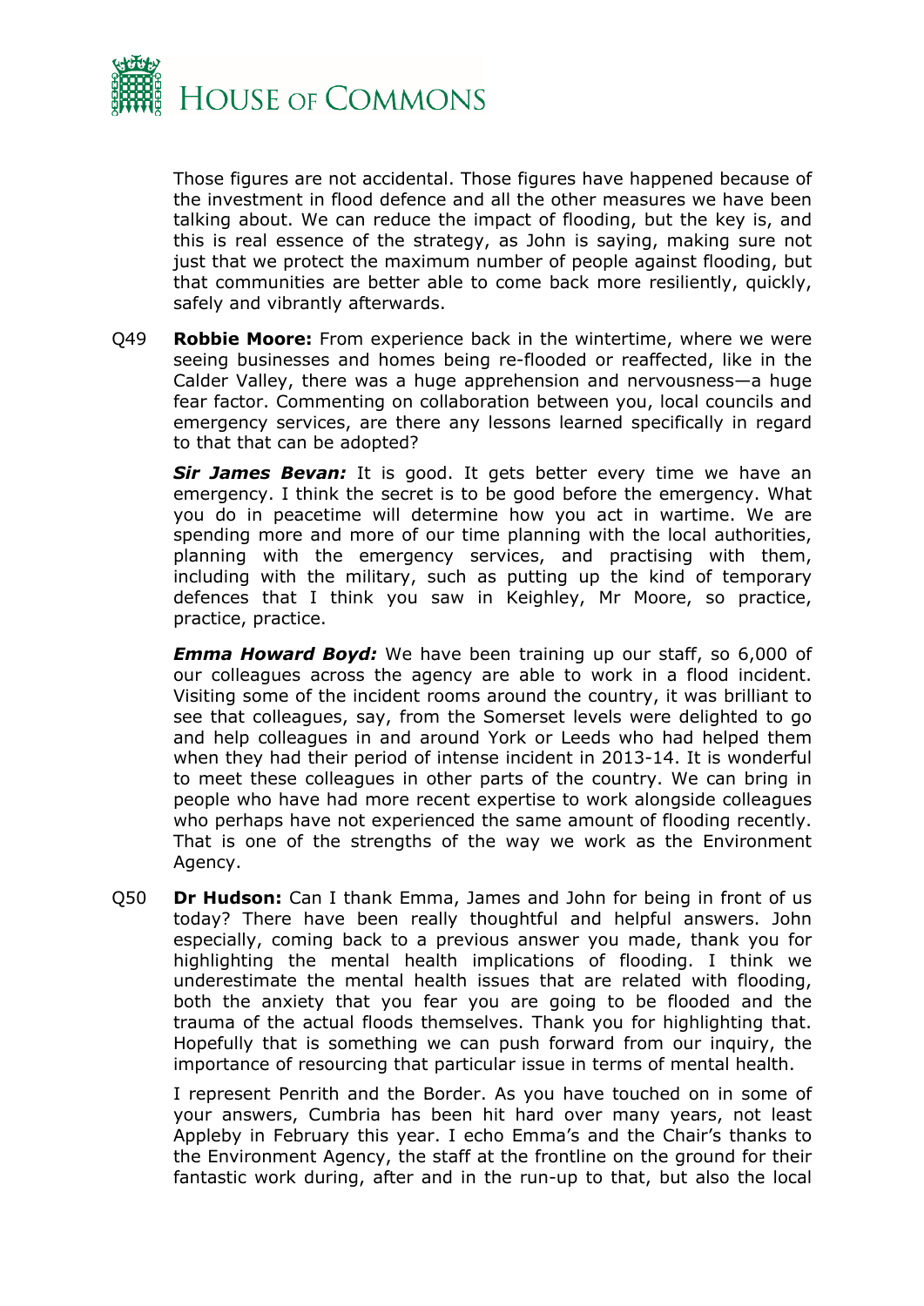Those figures are not accidental. Those figures have happened because of the investment in flood defence and all the other measures we have been talking about. We can reduce the impact of flooding, but the key is, and this is real essence of the strategy, as John is saying, making sure not just that we protect the maximum number of people against flooding, but that communities are better able to come back more resiliently, quickly, safely and vibrantly afterwards.

Q49 **Robbie Moore:** From experience back in the wintertime, where we were seeing businesses and homes being re-flooded or reaffected, like in the Calder Valley, there was a huge apprehension and nervousness—a huge fear factor. Commenting on collaboration between you, local councils and emergency services, are there any lessons learned specifically in regard to that that can be adopted?

***Sir James Bevan:*** It is good. It gets better every time we have an emergency. I think the secret is to be good before the emergency. What you do in peacetime will determine how you act in wartime. We are spending more and more of our time planning with the local authorities, planning with the emergency services, and practising with them, including with the military, such as putting up the kind of temporary defences that I think you saw in Keighley, Mr Moore, so practice, practice, practice.

***Emma Howard Boyd:*** We have been training up our staff, so 6,000 of our colleagues across the agency are able to work in a flood incident. Visiting some of the incident rooms around the country, it was brilliant to see that colleagues, say, from the Somerset levels were delighted to go and help colleagues in and around York or Leeds who had helped them when they had their period of intense incident in 2013-14. It is wonderful to meet these colleagues in other parts of the country. We can bring in people who have had more recent expertise to work alongside colleagues who perhaps have not experienced the same amount of flooding recently. That is one of the strengths of the way we work as the Environment Agency.

Q50 **Dr Hudson:** Can I thank Emma, James and John for being in front of us today? There have been really thoughtful and helpful answers. John especially, coming back to a previous answer you made, thank you for highlighting the mental health implications of flooding. I think we underestimate the mental health issues that are related with flooding, both the anxiety that you fear you are going to be flooded and the trauma of the actual floods themselves. Thank you for highlighting that. Hopefully that is something we can push forward from our inquiry, the importance of resourcing that particular issue in terms of mental health.

I represent Penrith and the Border. As you have touched on in some of your answers, Cumbria has been hit hard over many years, not least Appleby in February this year. I echo Emma's and the Chair's thanks to the Environment Agency, the staff at the frontline on the ground for their fantastic work during, after and in the run-up to that, but also the local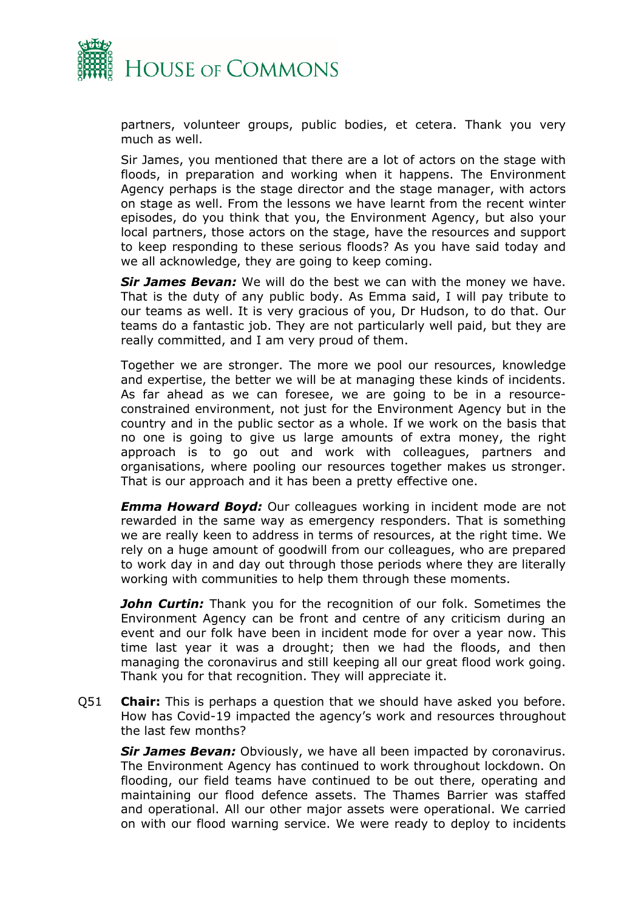partners, volunteer groups, public bodies, et cetera. Thank you very much as well.

Sir James, you mentioned that there are a lot of actors on the stage with floods, in preparation and working when it happens. The Environment Agency perhaps is the stage director and the stage manager, with actors on stage as well. From the lessons we have learnt from the recent winter episodes, do you think that you, the Environment Agency, but also your local partners, those actors on the stage, have the resources and support to keep responding to these serious floods? As you have said today and we all acknowledge, they are going to keep coming.

***Sir James Bevan:*** We will do the best we can with the money we have. That is the duty of any public body. As Emma said, I will pay tribute to our teams as well. It is very gracious of you, Dr Hudson, to do that. Our teams do a fantastic job. They are not particularly well paid, but they are really committed, and I am very proud of them.

Together we are stronger. The more we pool our resources, knowledge and expertise, the better we will be at managing these kinds of incidents. As far ahead as we can foresee, we are going to be in a resource-constrained environment, not just for the Environment Agency but in the country and in the public sector as a whole. If we work on the basis that no one is going to give us large amounts of extra money, the right approach is to go out and work with colleagues, partners and organisations, where pooling our resources together makes us stronger. That is our approach and it has been a pretty effective one.

***Emma Howard Boyd:*** Our colleagues working in incident mode are not rewarded in the same way as emergency responders. That is something we are really keen to address in terms of resources, at the right time. We rely on a huge amount of goodwill from our colleagues, who are prepared to work day in and day out through those periods where they are literally working with communities to help them through these moments.

***John Curtin:*** Thank you for the recognition of our folk. Sometimes the Environment Agency can be front and centre of any criticism during an event and our folk have been in incident mode for over a year now. This time last year it was a drought; then we had the floods, and then managing the coronavirus and still keeping all our great flood work going. Thank you for that recognition. They will appreciate it.

Q51 **Chair:** This is perhaps a question that we should have asked you before. How has Covid-19 impacted the agency's work and resources throughout the last few months?

***Sir James Bevan:*** Obviously, we have all been impacted by coronavirus. The Environment Agency has continued to work throughout lockdown. On flooding, our field teams have continued to be out there, operating and maintaining our flood defence assets. The Thames Barrier was staffed and operational. All our other major assets were operational. We carried on with our flood warning service. We were ready to deploy to incidents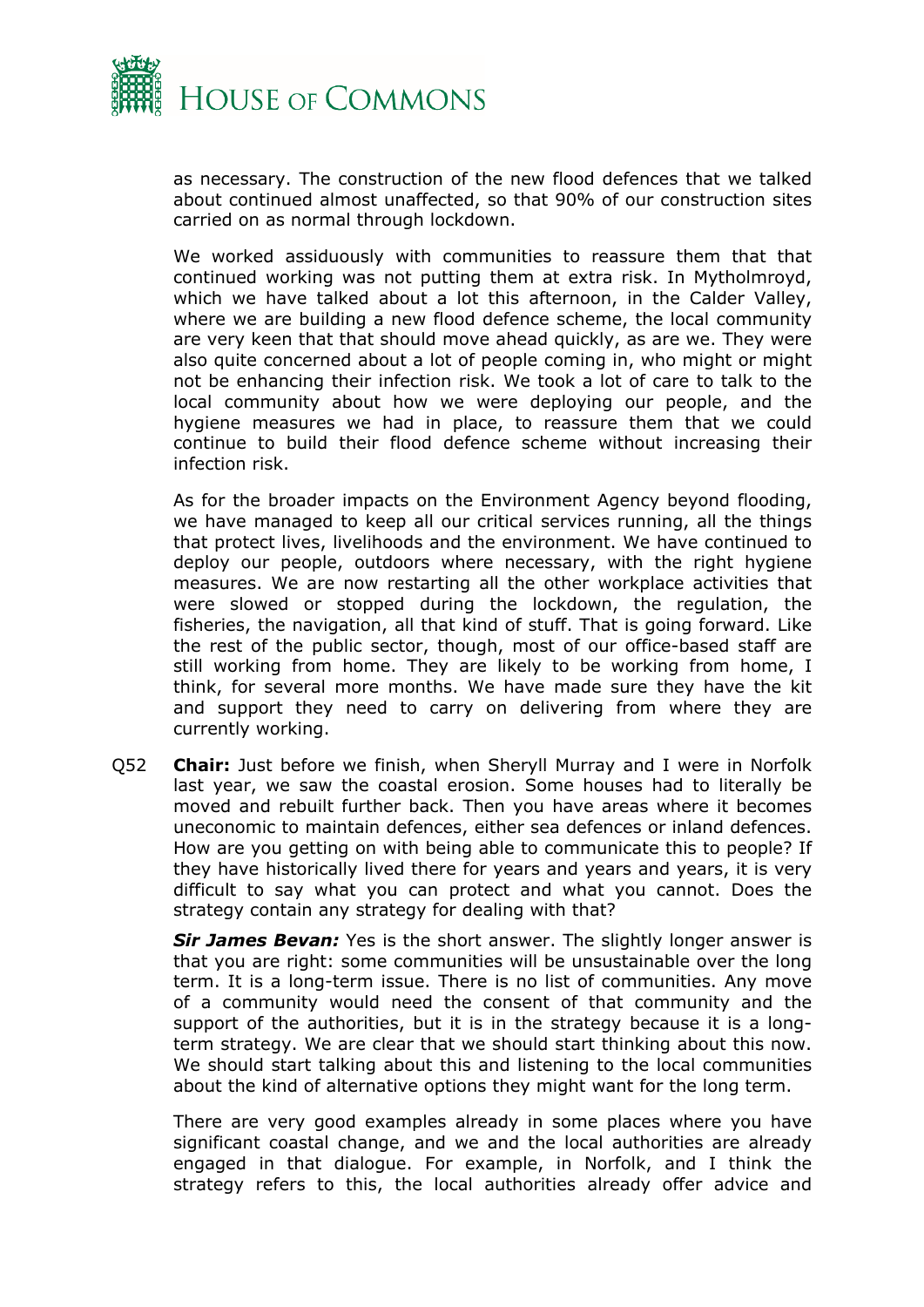as necessary. The construction of the new flood defences that we talked about continued almost unaffected, so that 90% of our construction sites carried on as normal through lockdown.

We worked assiduously with communities to reassure them that that continued working was not putting them at extra risk. In Mytholmroyd, which we have talked about a lot this afternoon, in the Calder Valley, where we are building a new flood defence scheme, the local community are very keen that that should move ahead quickly, as are we. They were also quite concerned about a lot of people coming in, who might or might not be enhancing their infection risk. We took a lot of care to talk to the local community about how we were deploying our people, and the hygiene measures we had in place, to reassure them that we could continue to build their flood defence scheme without increasing their infection risk.

As for the broader impacts on the Environment Agency beyond flooding, we have managed to keep all our critical services running, all the things that protect lives, livelihoods and the environment. We have continued to deploy our people, outdoors where necessary, with the right hygiene measures. We are now restarting all the other workplace activities that were slowed or stopped during the lockdown, the regulation, the fisheries, the navigation, all that kind of stuff. That is going forward. Like the rest of the public sector, though, most of our office-based staff are still working from home. They are likely to be working from home, I think, for several more months. We have made sure they have the kit and support they need to carry on delivering from where they are currently working.

Q52 **Chair:** Just before we finish, when Sheryll Murray and I were in Norfolk last year, we saw the coastal erosion. Some houses had to literally be moved and rebuilt further back. Then you have areas where it becomes uneconomic to maintain defences, either sea defences or inland defences. How are you getting on with being able to communicate this to people? If they have historically lived there for years and years and years, it is very difficult to say what you can protect and what you cannot. Does the strategy contain any strategy for dealing with that?

***Sir James Bevan:*** Yes is the short answer. The slightly longer answer is that you are right: some communities will be unsustainable over the long term. It is a long-term issue. There is no list of communities. Any move of a community would need the consent of that community and the support of the authorities, but it is in the strategy because it is a long-term strategy. We are clear that we should start thinking about this now. We should start talking about this and listening to the local communities about the kind of alternative options they might want for the long term.

There are very good examples already in some places where you have significant coastal change, and we and the local authorities are already engaged in that dialogue. For example, in Norfolk, and I think the strategy refers to this, the local authorities already offer advice and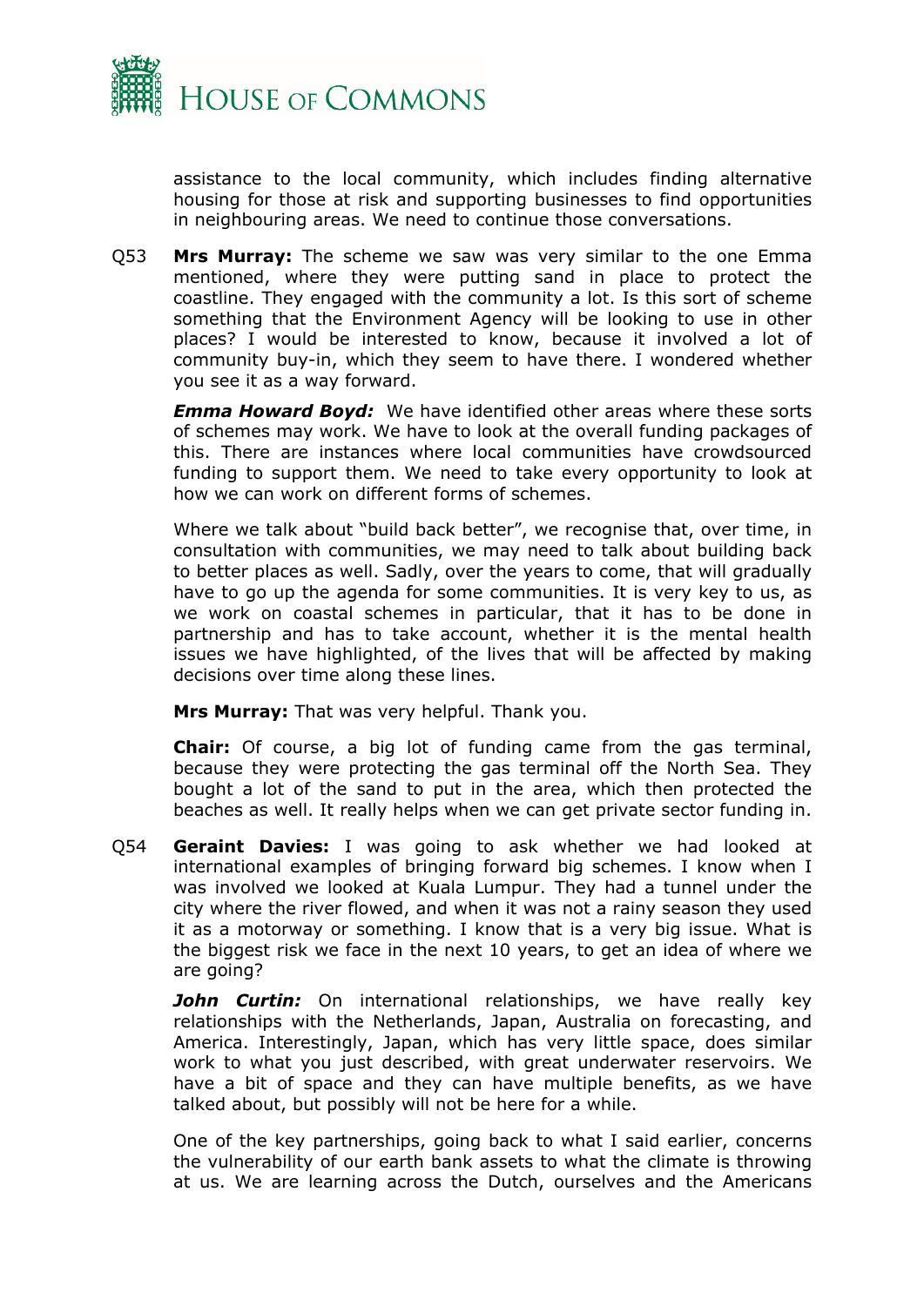assistance to the local community, which includes finding alternative housing for those at risk and supporting businesses to find opportunities in neighbouring areas. We need to continue those conversations.

Q53 **Mrs Murray:** The scheme we saw was very similar to the one Emma mentioned, where they were putting sand in place to protect the coastline. They engaged with the community a lot. Is this sort of scheme something that the Environment Agency will be looking to use in other places? I would be interested to know, because it involved a lot of community buy-in, which they seem to have there. I wondered whether you see it as a way forward.

***Emma Howard Boyd:*** We have identified other areas where these sorts of schemes may work. We have to look at the overall funding packages of this. There are instances where local communities have crowdsourced funding to support them. We need to take every opportunity to look at how we can work on different forms of schemes.

Where we talk about "build back better", we recognise that, over time, in consultation with communities, we may need to talk about building back to better places as well. Sadly, over the years to come, that will gradually have to go up the agenda for some communities. It is very key to us, as we work on coastal schemes in particular, that it has to be done in partnership and has to take account, whether it is the mental health issues we have highlighted, of the lives that will be affected by making decisions over time along these lines.

**Mrs Murray:** That was very helpful. Thank you.

**Chair:** Of course, a big lot of funding came from the gas terminal, because they were protecting the gas terminal off the North Sea. They bought a lot of the sand to put in the area, which then protected the beaches as well. It really helps when we can get private sector funding in.

Q54 **Geraint Davies:** I was going to ask whether we had looked at international examples of bringing forward big schemes. I know when I was involved we looked at Kuala Lumpur. They had a tunnel under the city where the river flowed, and when it was not a rainy season they used it as a motorway or something. I know that is a very big issue. What is the biggest risk we face in the next 10 years, to get an idea of where we are going?

***John Curtin:*** On international relationships, we have really key relationships with the Netherlands, Japan, Australia on forecasting, and America. Interestingly, Japan, which has very little space, does similar work to what you just described, with great underwater reservoirs. We have a bit of space and they can have multiple benefits, as we have talked about, but possibly will not be here for a while.

One of the key partnerships, going back to what I said earlier, concerns the vulnerability of our earth bank assets to what the climate is throwing at us. We are learning across the Dutch, ourselves and the Americans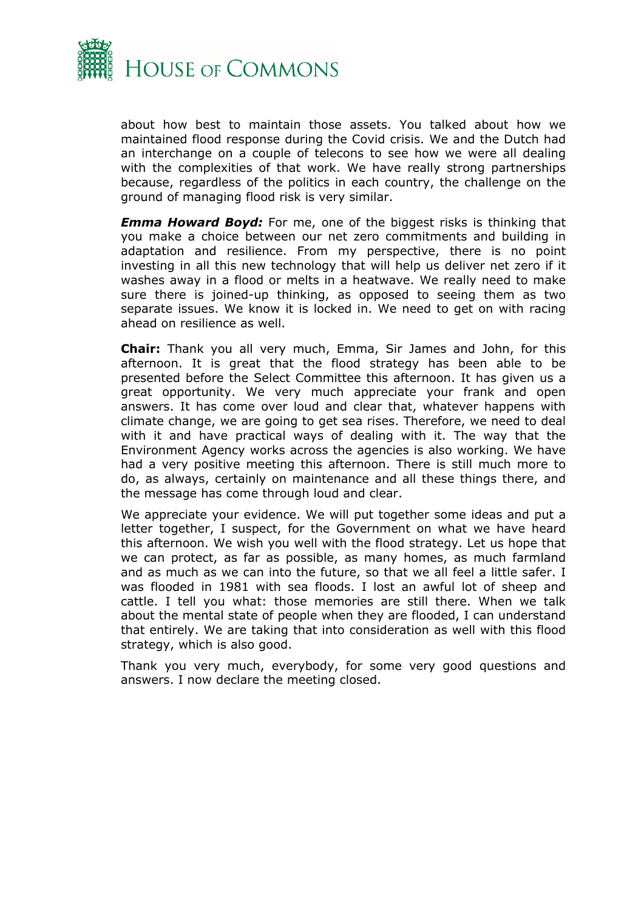about how best to maintain those assets. You talked about how we maintained flood response during the Covid crisis. We and the Dutch had an interchange on a couple of telecons to see how we were all dealing with the complexities of that work. We have really strong partnerships because, regardless of the politics in each country, the challenge on the ground of managing flood risk is very similar.

***Emma Howard Boyd:*** For me, one of the biggest risks is thinking that you make a choice between our net zero commitments and building in adaptation and resilience. From my perspective, there is no point investing in all this new technology that will help us deliver net zero if it washes away in a flood or melts in a heatwave. We really need to make sure there is joined-up thinking, as opposed to seeing them as two separate issues. We know it is locked in. We need to get on with racing ahead on resilience as well.

**Chair:** Thank you all very much, Emma, Sir James and John, for this afternoon. It is great that the flood strategy has been able to be presented before the Select Committee this afternoon. It has given us a great opportunity. We very much appreciate your frank and open answers. It has come over loud and clear that, whatever happens with climate change, we are going to get sea rises. Therefore, we need to deal with it and have practical ways of dealing with it. The way that the Environment Agency works across the agencies is also working. We have had a very positive meeting this afternoon. There is still much more to do, as always, certainly on maintenance and all these things there, and the message has come through loud and clear.

We appreciate your evidence. We will put together some ideas and put a letter together, I suspect, for the Government on what we have heard this afternoon. We wish you well with the flood strategy. Let us hope that we can protect, as far as possible, as many homes, as much farmland and as much as we can into the future, so that we all feel a little safer. I was flooded in 1981 with sea floods. I lost an awful lot of sheep and cattle. I tell you what: those memories are still there. When we talk about the mental state of people when they are flooded, I can understand that entirely. We are taking that into consideration as well with this flood strategy, which is also good.

Thank you very much, everybody, for some very good questions and answers. I now declare the meeting closed.